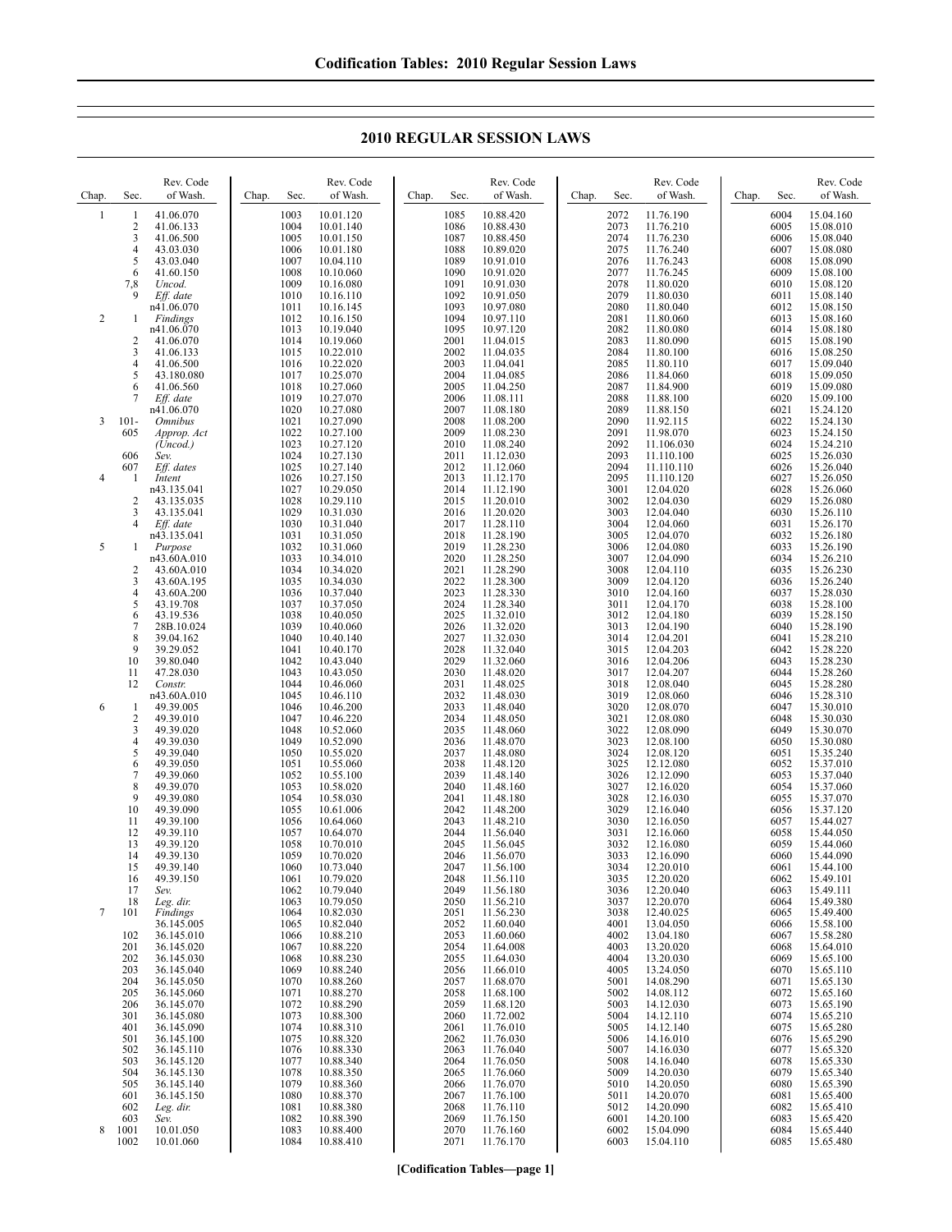## 2010 REGULAR SESSION LAWS

| Chap. | Sec. | Rev. Code of Wash. |
|---|---|---|
| 1 | 1 | 41.06.070 |
| | 2 | 41.06.133 |
| | 3 | 41.06.500 |
| | 4 | 43.03.030 |
| | 5 | 43.03.040 |
| | 6 | 41.60.150 |
| | 7,8 | *Uncod.* |
| | 9 | *Eff. date* n41.06.070 |
| 2 | 1 | *Findings* n41.06.070 |
| | 2 | 41.06.070 |
| | 3 | 41.06.133 |
| | 4 | 41.06.500 |
| | 5 | 43.180.080 |
| | 6 | 41.06.560 |
| | 7 | *Eff. date* n41.06.070 |
| 3 | 101-605 | *Omnibus Approp. Act (Uncod.)* |
| | 606 | *Sev.* |
| | 607 | *Eff. dates* |
| 4 | 1 | *Intent* n43.135.041 |
| | 2 | 43.135.035 |
| | 3 | 43.135.041 |
| | 4 | *Eff. date* n43.135.041 |
| 5 | 1 | *Purpose* n43.60A.010 |
| | 2 | 43.60A.010 |
| | 3 | 43.60A.195 |
| | 4 | 43.60A.200 |
| | 5 | 43.19.708 |
| | 6 | 43.19.536 |
| | 7 | 28B.10.024 |
| | 8 | 39.04.162 |
| | 9 | 39.29.052 |
| | 10 | 39.80.040 |
| | 11 | 47.28.030 |
| | 12 | *Constr.* n43.60A.010 |
| 6 | 1 | 49.39.005 |
| | 2 | 49.39.010 |
| | 3 | 49.39.020 |
| | 4 | 49.39.030 |
| | 5 | 49.39.040 |
| | 6 | 49.39.050 |
| | 7 | 49.39.060 |
| | 8 | 49.39.070 |
| | 9 | 49.39.080 |
| | 10 | 49.39.090 |
| | 11 | 49.39.100 |
| | 12 | 49.39.110 |
| | 13 | 49.39.120 |
| | 14 | 49.39.130 |
| | 15 | 49.39.140 |
| | 16 | 49.39.150 |
| | 17 | *Sev.* |
| | 18 | *Leg. dir.* |
| 7 | 101 | *Findings* 36.145.005 |
| | 102 | 36.145.010 |
| | 201 | 36.145.020 |
| | 202 | 36.145.030 |
| | 203 | 36.145.040 |
| | 204 | 36.145.050 |
| | 205 | 36.145.060 |
| | 206 | 36.145.070 |
| | 301 | 36.145.080 |
| | 401 | 36.145.090 |
| | 501 | 36.145.100 |
| | 502 | 36.145.110 |
| | 503 | 36.145.120 |
| | 504 | 36.145.130 |
| | 505 | 36.145.140 |
| | 601 | 36.145.150 |
| | 602 | *Leg. dir.* |
| | 603 | *Sev.* |
| 8 | 1001 | 10.01.050 |
| | 1002 | 10.01.060 |
| | 1003 | 10.01.120 |
| | 1004 | 10.01.140 |
| | 1005 | 10.01.150 |
| | 1006 | 10.01.180 |
| | 1007 | 10.04.110 |
| | 1008 | 10.10.060 |
| | 1009 | 10.16.080 |
| | 1010 | 10.16.110 |
| | 1011 | 10.16.145 |
| | 1012 | 10.16.150 |
| | 1013 | 10.19.040 |
| | 1014 | 10.19.060 |
| | 1015 | 10.22.010 |
| | 1016 | 10.22.020 |
| | 1017 | 10.25.070 |
| | 1018 | 10.27.060 |
| | 1019 | 10.27.070 |
| | 1020 | 10.27.080 |
| | 1021 | 10.27.090 |
| | 1022 | 10.27.100 |
| | 1023 | 10.27.120 |
| | 1024 | 10.27.130 |
| | 1025 | 10.27.140 |
| | 1026 | 10.27.150 |
| | 1027 | 10.29.050 |
| | 1028 | 10.29.110 |
| | 1029 | 10.31.030 |
| | 1030 | 10.31.040 |
| | 1031 | 10.31.050 |
| | 1032 | 10.31.060 |
| | 1033 | 10.34.010 |
| | 1034 | 10.34.020 |
| | 1035 | 10.34.030 |
| | 1036 | 10.37.040 |
| | 1037 | 10.37.050 |
| | 1038 | 10.40.050 |
| | 1039 | 10.40.060 |
| | 1040 | 10.40.140 |
| | 1041 | 10.40.170 |
| | 1042 | 10.43.040 |
| | 1043 | 10.43.050 |
| | 1044 | 10.46.060 |
| | 1045 | 10.46.110 |
| | 1046 | 10.46.200 |
| | 1047 | 10.46.220 |
| | 1048 | 10.52.060 |
| | 1049 | 10.52.090 |
| | 1050 | 10.55.020 |
| | 1051 | 10.55.060 |
| | 1052 | 10.55.100 |
| | 1053 | 10.58.020 |
| | 1054 | 10.58.030 |
| | 1055 | 10.61.006 |
| | 1056 | 10.64.060 |
| | 1057 | 10.64.070 |
| | 1058 | 10.70.010 |
| | 1059 | 10.70.020 |
| | 1060 | 10.73.040 |
| | 1061 | 10.79.020 |
| | 1062 | 10.79.040 |
| | 1063 | 10.79.050 |
| | 1064 | 10.82.030 |
| | 1065 | 10.82.040 |
| | 1066 | 10.88.210 |
| | 1067 | 10.88.220 |
| | 1068 | 10.88.230 |
| | 1069 | 10.88.240 |
| | 1070 | 10.88.260 |
| | 1071 | 10.88.270 |
| | 1072 | 10.88.290 |
| | 1073 | 10.88.300 |
| | 1074 | 10.88.310 |
| | 1075 | 10.88.320 |
| | 1076 | 10.88.330 |
| | 1077 | 10.88.340 |
| | 1078 | 10.88.350 |
| | 1079 | 10.88.360 |
| | 1080 | 10.88.370 |
| | 1081 | 10.88.380 |
| | 1082 | 10.88.390 |
| | 1083 | 10.88.400 |
| | 1084 | 10.88.410 |
| | 1085 | 10.88.420 |
| | 1086 | 10.88.430 |
| | 1087 | 10.88.450 |
| | 1088 | 10.89.020 |
| | 1089 | 10.91.010 |
| | 1090 | 10.91.020 |
| | 1091 | 10.91.030 |
| | 1092 | 10.91.050 |
| | 1093 | 10.97.080 |
| | 1094 | 10.97.110 |
| | 1095 | 10.97.120 |
| | 2001 | 11.04.015 |
| | 2002 | 11.04.035 |
| | 2003 | 11.04.041 |
| | 2004 | 11.04.085 |
| | 2005 | 11.04.250 |
| | 2006 | 11.08.111 |
| | 2007 | 11.08.180 |
| | 2008 | 11.08.200 |
| | 2009 | 11.08.230 |
| | 2010 | 11.08.240 |
| | 2011 | 11.12.030 |
| | 2012 | 11.12.060 |
| | 2013 | 11.12.170 |
| | 2014 | 11.12.190 |
| | 2015 | 11.20.010 |
| | 2016 | 11.20.020 |
| | 2017 | 11.28.110 |
| | 2018 | 11.28.190 |
| | 2019 | 11.28.230 |
| | 2020 | 11.28.250 |
| | 2021 | 11.28.290 |
| | 2022 | 11.28.300 |
| | 2023 | 11.28.330 |
| | 2024 | 11.28.340 |
| | 2025 | 11.32.010 |
| | 2026 | 11.32.020 |
| | 2027 | 11.32.030 |
| | 2028 | 11.32.040 |
| | 2029 | 11.32.060 |
| | 2030 | 11.48.020 |
| | 2031 | 11.48.025 |
| | 2032 | 11.48.030 |
| | 2033 | 11.48.040 |
| | 2034 | 11.48.050 |
| | 2035 | 11.48.060 |
| | 2036 | 11.48.070 |
| | 2037 | 11.48.080 |
| | 2038 | 11.48.120 |
| | 2039 | 11.48.140 |
| | 2040 | 11.48.160 |
| | 2041 | 11.48.180 |
| | 2042 | 11.48.200 |
| | 2043 | 11.48.210 |
| | 2044 | 11.56.040 |
| | 2045 | 11.56.045 |
| | 2046 | 11.56.070 |
| | 2047 | 11.56.100 |
| | 2048 | 11.56.110 |
| | 2049 | 11.56.180 |
| | 2050 | 11.56.210 |
| | 2051 | 11.56.230 |
| | 2052 | 11.60.040 |
| | 2053 | 11.60.060 |
| | 2054 | 11.64.008 |
| | 2055 | 11.64.030 |
| | 2056 | 11.66.010 |
| | 2057 | 11.68.070 |
| | 2058 | 11.68.100 |
| | 2059 | 11.68.120 |
| | 2060 | 11.72.002 |
| | 2061 | 11.76.010 |
| | 2062 | 11.76.030 |
| | 2063 | 11.76.040 |
| | 2064 | 11.76.050 |
| | 2065 | 11.76.060 |
| | 2066 | 11.76.070 |
| | 2067 | 11.76.100 |
| | 2068 | 11.76.110 |
| | 2069 | 11.76.150 |
| | 2070 | 11.76.160 |
| | 2071 | 11.76.170 |
| | 2072 | 11.76.190 |
| | 2073 | 11.76.210 |
| | 2074 | 11.76.230 |
| | 2075 | 11.76.240 |
| | 2076 | 11.76.243 |
| | 2077 | 11.76.245 |
| | 2078 | 11.80.020 |
| | 2079 | 11.80.030 |
| | 2080 | 11.80.040 |
| | 2081 | 11.80.060 |
| | 2082 | 11.80.080 |
| | 2083 | 11.80.090 |
| | 2084 | 11.80.100 |
| | 2085 | 11.80.110 |
| | 2086 | 11.84.060 |
| | 2087 | 11.84.900 |
| | 2088 | 11.88.100 |
| | 2089 | 11.88.150 |
| | 2090 | 11.92.115 |
| | 2091 | 11.98.070 |
| | 2092 | 11.106.030 |
| | 2093 | 11.110.100 |
| | 2094 | 11.110.110 |
| | 2095 | 11.110.120 |
| | 3001 | 12.04.020 |
| | 3002 | 12.04.030 |
| | 3003 | 12.04.040 |
| | 3004 | 12.04.060 |
| | 3005 | 12.04.070 |
| | 3006 | 12.04.080 |
| | 3007 | 12.04.090 |
| | 3008 | 12.04.110 |
| | 3009 | 12.04.120 |
| | 3010 | 12.04.160 |
| | 3011 | 12.04.170 |
| | 3012 | 12.04.180 |
| | 3013 | 12.04.190 |
| | 3014 | 12.04.201 |
| | 3015 | 12.04.203 |
| | 3016 | 12.04.206 |
| | 3017 | 12.04.207 |
| | 3018 | 12.08.040 |
| | 3019 | 12.08.060 |
| | 3020 | 12.08.070 |
| | 3021 | 12.08.080 |
| | 3022 | 12.08.090 |
| | 3023 | 12.08.100 |
| | 3024 | 12.08.120 |
| | 3025 | 12.12.080 |
| | 3026 | 12.12.090 |
| | 3027 | 12.16.020 |
| | 3028 | 12.16.030 |
| | 3029 | 12.16.040 |
| | 3030 | 12.16.050 |
| | 3031 | 12.16.060 |
| | 3032 | 12.16.080 |
| | 3033 | 12.16.090 |
| | 3034 | 12.20.010 |
| | 3035 | 12.20.020 |
| | 3036 | 12.20.040 |
| | 3037 | 12.20.070 |
| | 3038 | 12.40.025 |
| | 4001 | 13.04.050 |
| | 4002 | 13.04.180 |
| | 4003 | 13.20.020 |
| | 4004 | 13.20.030 |
| | 4005 | 13.24.050 |
| | 5001 | 14.08.290 |
| | 5002 | 14.08.112 |
| | 5003 | 14.12.030 |
| | 5004 | 14.12.110 |
| | 5005 | 14.12.140 |
| | 5006 | 14.16.010 |
| | 5007 | 14.16.030 |
| | 5008 | 14.16.040 |
| | 5009 | 14.20.030 |
| | 5010 | 14.20.050 |
| | 5011 | 14.20.070 |
| | 5012 | 14.20.090 |
| | 6001 | 14.20.100 |
| | 6002 | 15.04.090 |
| | 6003 | 15.04.110 |
| | 6004 | 15.04.160 |
| | 6005 | 15.08.010 |
| | 6006 | 15.08.040 |
| | 6007 | 15.08.080 |
| | 6008 | 15.08.090 |
| | 6009 | 15.08.100 |
| | 6010 | 15.08.120 |
| | 6011 | 15.08.140 |
| | 6012 | 15.08.150 |
| | 6013 | 15.08.160 |
| | 6014 | 15.08.180 |
| | 6015 | 15.08.190 |
| | 6016 | 15.08.250 |
| | 6017 | 15.09.040 |
| | 6018 | 15.09.050 |
| | 6019 | 15.09.080 |
| | 6020 | 15.09.100 |
| | 6021 | 15.24.120 |
| | 6022 | 15.24.130 |
| | 6023 | 15.24.150 |
| | 6024 | 15.24.210 |
| | 6025 | 15.26.030 |
| | 6026 | 15.26.040 |
| | 6027 | 15.26.050 |
| | 6028 | 15.26.060 |
| | 6029 | 15.26.080 |
| | 6030 | 15.26.110 |
| | 6031 | 15.26.170 |
| | 6032 | 15.26.180 |
| | 6033 | 15.26.190 |
| | 6034 | 15.26.210 |
| | 6035 | 15.26.230 |
| | 6036 | 15.26.240 |
| | 6037 | 15.28.030 |
| | 6038 | 15.28.100 |
| | 6039 | 15.28.150 |
| | 6040 | 15.28.190 |
| | 6041 | 15.28.210 |
| | 6042 | 15.28.220 |
| | 6043 | 15.28.230 |
| | 6044 | 15.28.260 |
| | 6045 | 15.28.280 |
| | 6046 | 15.28.310 |
| | 6047 | 15.30.010 |
| | 6048 | 15.30.030 |
| | 6049 | 15.30.070 |
| | 6050 | 15.30.080 |
| | 6051 | 15.35.240 |
| | 6052 | 15.37.010 |
| | 6053 | 15.37.040 |
| | 6054 | 15.37.060 |
| | 6055 | 15.37.070 |
| | 6056 | 15.37.120 |
| | 6057 | 15.44.027 |
| | 6058 | 15.44.050 |
| | 6059 | 15.44.060 |
| | 6060 | 15.44.090 |
| | 6061 | 15.44.100 |
| | 6062 | 15.49.101 |
| | 6063 | 15.49.111 |
| | 6064 | 15.49.380 |
| | 6065 | 15.49.400 |
| | 6066 | 15.58.100 |
| | 6067 | 15.58.280 |
| | 6068 | 15.64.010 |
| | 6069 | 15.65.100 |
| | 6070 | 15.65.110 |
| | 6071 | 15.65.130 |
| | 6072 | 15.65.160 |
| | 6073 | 15.65.190 |
| | 6074 | 15.65.210 |
| | 6075 | 15.65.280 |
| | 6076 | 15.65.290 |
| | 6077 | 15.65.320 |
| | 6078 | 15.65.330 |
| | 6079 | 15.65.340 |
| | 6080 | 15.65.390 |
| | 6081 | 15.65.400 |
| | 6082 | 15.65.410 |
| | 6083 | 15.65.420 |
| | 6084 | 15.65.440 |
| | 6085 | 15.65.480 |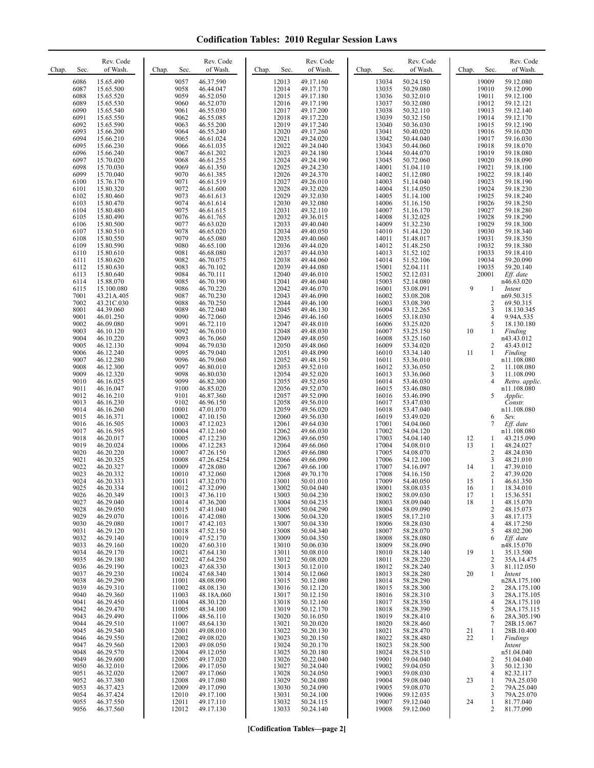# Codification Tables: 2010 Regular Session Laws

| Chap. | Sec. | Rev. Code of Wash. |
|---|---|---|
| | 6086 | 15.65.490 |
| | 6087 | 15.65.500 |
| | 6088 | 15.65.520 |
| | 6089 | 15.65.530 |
| | 6090 | 15.65.540 |
| | 6091 | 15.65.550 |
| | 6092 | 15.65.590 |
| | 6093 | 15.66.200 |
| | 6094 | 15.66.210 |
| | 6095 | 15.66.230 |
| | 6096 | 15.66.240 |
| | 6097 | 15.70.020 |
| | 6098 | 15.70.030 |
| | 6099 | 15.70.040 |
| | 6100 | 15.76.170 |
| | 6101 | 15.80.320 |
| | 6102 | 15.80.460 |
| | 6103 | 15.80.470 |
| | 6104 | 15.80.480 |
| | 6105 | 15.80.490 |
| | 6106 | 15.80.500 |
| | 6107 | 15.80.510 |
| | 6108 | 15.80.550 |
| | 6109 | 15.80.590 |
| | 6110 | 15.80.610 |
| | 6111 | 15.80.620 |
| | 6112 | 15.80.630 |
| | 6113 | 15.80.640 |
| | 6114 | 15.88.070 |
| | 6115 | 15.100.080 |
| | 7001 | 43.21A.405 |
| | 7002 | 43.21C.030 |
| | 8001 | 44.39.060 |
| | 9001 | 46.01.250 |
| | 9002 | 46.09.080 |
| | 9003 | 46.10.120 |
| | 9004 | 46.10.220 |
| | 9005 | 46.12.130 |
| | 9006 | 46.12.240 |
| | 9007 | 46.12.280 |
| | 9008 | 46.12.300 |
| | 9009 | 46.12.320 |
| | 9010 | 46.16.025 |
| | 9011 | 46.16.047 |
| | 9012 | 46.16.210 |
| | 9013 | 46.16.230 |
| | 9014 | 46.16.260 |
| | 9015 | 46.16.371 |
| | 9016 | 46.16.505 |
| | 9017 | 46.16.595 |
| | 9018 | 46.20.017 |
| | 9019 | 46.20.024 |
| | 9020 | 46.20.220 |
| | 9021 | 46.20.325 |
| | 9022 | 46.20.327 |
| | 9023 | 46.20.332 |
| | 9024 | 46.20.333 |
| | 9025 | 46.20.334 |
| | 9026 | 46.20.349 |
| | 9027 | 46.29.040 |
| | 9028 | 46.29.050 |
| | 9029 | 46.29.070 |
| | 9030 | 46.29.080 |
| | 9031 | 46.29.120 |
| | 9032 | 46.29.140 |
| | 9033 | 46.29.160 |
| | 9034 | 46.29.170 |
| | 9035 | 46.29.180 |
| | 9036 | 46.29.190 |
| | 9037 | 46.29.230 |
| | 9038 | 46.29.290 |
| | 9039 | 46.29.310 |
| | 9040 | 46.29.360 |
| | 9041 | 46.29.450 |
| | 9042 | 46.29.470 |
| | 9043 | 46.29.490 |
| | 9044 | 46.29.510 |
| | 9045 | 46.29.540 |
| | 9046 | 46.29.550 |
| | 9047 | 46.29.560 |
| | 9048 | 46.29.570 |
| | 9049 | 46.29.600 |
| | 9050 | 46.32.010 |
| | 9051 | 46.32.020 |
| | 9052 | 46.37.380 |
| | 9053 | 46.37.423 |
| | 9054 | 46.37.424 |
| | 9055 | 46.37.550 |
| | 9056 | 46.37.560 |
| | 9057 | 46.37.590 |
| | 9058 | 46.44.047 |
| | 9059 | 46.52.050 |
| | 9060 | 46.52.070 |
| | 9061 | 46.55.030 |
| | 9062 | 46.55.085 |
| | 9063 | 46.55.200 |
| | 9064 | 46.55.240 |
| | 9065 | 46.61.024 |
| | 9066 | 46.61.035 |
| | 9067 | 46.61.202 |
| | 9068 | 46.61.255 |
| | 9069 | 46.61.350 |
| | 9070 | 46.61.385 |
| | 9071 | 46.61.519 |
| | 9072 | 46.61.600 |
| | 9073 | 46.61.613 |
| | 9074 | 46.61.614 |
| | 9075 | 46.61.615 |
| | 9076 | 46.61.765 |
| | 9077 | 46.63.020 |
| | 9078 | 46.65.020 |
| | 9079 | 46.65.080 |
| | 9080 | 46.65.100 |
| | 9081 | 46.68.080 |
| | 9082 | 46.70.075 |
| | 9083 | 46.70.102 |
| | 9084 | 46.70.111 |
| | 9085 | 46.70.190 |
| | 9086 | 46.70.220 |
| | 9087 | 46.70.230 |
| | 9088 | 46.70.250 |
| | 9089 | 46.72.040 |
| | 9090 | 46.72.060 |
| | 9091 | 46.72.110 |
| | 9092 | 46.76.010 |
| | 9093 | 46.76.060 |
| | 9094 | 46.79.030 |
| | 9095 | 46.79.040 |
| | 9096 | 46.79.060 |
| | 9097 | 46.80.010 |
| | 9098 | 46.80.030 |
| | 9099 | 46.82.300 |
| | 9100 | 46.85.020 |
| | 9101 | 46.87.360 |
| | 9102 | 46.96.150 |
| | 10001 | 47.01.070 |
| | 10002 | 47.10.150 |
| | 10003 | 47.12.023 |
| | 10004 | 47.12.160 |
| | 10005 | 47.12.230 |
| | 10006 | 47.12.283 |
| | 10007 | 47.26.150 |
| | 10008 | 47.26.4254 |
| | 10009 | 47.28.080 |
| | 10010 | 47.32.060 |
| | 10011 | 47.32.070 |
| | 10012 | 47.32.090 |
| | 10013 | 47.36.110 |
| | 10014 | 47.36.200 |
| | 10015 | 47.41.040 |
| | 10016 | 47.42.080 |
| | 10017 | 47.42.103 |
| | 10018 | 47.52.150 |
| | 10019 | 47.52.170 |
| | 10020 | 47.60.310 |
| | 10021 | 47.64.130 |
| | 10022 | 47.64.250 |
| | 10023 | 47.68.330 |
| | 10024 | 47.68.340 |
| | 11001 | 48.08.090 |
| | 11002 | 48.08.130 |
| | 11003 | 48.18A.060 |
| | 11004 | 48.30.120 |
| | 11005 | 48.34.100 |
| | 11006 | 48.56.110 |
| | 11007 | 48.64.130 |
| | 12001 | 49.08.010 |
| | 12002 | 49.08.020 |
| | 12003 | 49.08.050 |
| | 12004 | 49.12.050 |
| | 12005 | 49.17.020 |
| | 12006 | 49.17.050 |
| | 12007 | 49.17.060 |
| | 12008 | 49.17.080 |
| | 12009 | 49.17.090 |
| | 12010 | 49.17.100 |
| | 12011 | 49.17.110 |
| | 12012 | 49.17.130 |
| | 12013 | 49.17.160 |
| | 12014 | 49.17.170 |
| | 12015 | 49.17.180 |
| | 12016 | 49.17.190 |
| | 12017 | 49.17.200 |
| | 12018 | 49.17.220 |
| | 12019 | 49.17.240 |
| | 12020 | 49.17.260 |
| | 12021 | 49.24.020 |
| | 12022 | 49.24.040 |
| | 12023 | 49.24.180 |
| | 12024 | 49.24.190 |
| | 12025 | 49.24.230 |
| | 12026 | 49.24.370 |
| | 12027 | 49.26.010 |
| | 12028 | 49.32.020 |
| | 12029 | 49.32.030 |
| | 12030 | 49.32.080 |
| | 12031 | 49.32.110 |
| | 12032 | 49.36.015 |
| | 12033 | 49.40.040 |
| | 12034 | 49.40.050 |
| | 12035 | 49.40.060 |
| | 12036 | 49.44.020 |
| | 12037 | 49.44.030 |
| | 12038 | 49.44.060 |
| | 12039 | 49.44.080 |
| | 12040 | 49.46.010 |
| | 12041 | 49.46.040 |
| | 12042 | 49.46.070 |
| | 12043 | 49.46.090 |
| | 12044 | 49.46.100 |
| | 12045 | 49.46.130 |
| | 12046 | 49.46.160 |
| | 12047 | 49.48.010 |
| | 12048 | 49.48.030 |
| | 12049 | 49.48.050 |
| | 12050 | 49.48.060 |
| | 12051 | 49.48.090 |
| | 12052 | 49.48.150 |
| | 12053 | 49.52.010 |
| | 12054 | 49.52.020 |
| | 12055 | 49.52.050 |
| | 12056 | 49.52.070 |
| | 12057 | 49.52.090 |
| | 12058 | 49.56.010 |
| | 12059 | 49.56.020 |
| | 12060 | 49.56.030 |
| | 12061 | 49.64.030 |
| | 12062 | 49.66.030 |
| | 12063 | 49.66.050 |
| | 12064 | 49.66.060 |
| | 12065 | 49.66.080 |
| | 12066 | 49.66.090 |
| | 12067 | 49.66.100 |
| | 12068 | 49.70.170 |
| | 13001 | 50.01.010 |
| | 13002 | 50.04.040 |
| | 13003 | 50.04.230 |
| | 13004 | 50.04.235 |
| | 13005 | 50.04.290 |
| | 13006 | 50.04.320 |
| | 13007 | 50.04.330 |
| | 13008 | 50.04.340 |
| | 13009 | 50.04.350 |
| | 13010 | 50.06.030 |
| | 13011 | 50.08.010 |
| | 13012 | 50.08.020 |
| | 13013 | 50.12.010 |
| | 13014 | 50.12.060 |
| | 13015 | 50.12.080 |
| | 13016 | 50.12.120 |
| | 13017 | 50.12.150 |
| | 13018 | 50.12.160 |
| | 13019 | 50.12.170 |
| | 13020 | 50.16.050 |
| | 13021 | 50.20.020 |
| | 13022 | 50.20.130 |
| | 13023 | 50.20.150 |
| | 13024 | 50.20.170 |
| | 13025 | 50.20.180 |
| | 13026 | 50.22.040 |
| | 13027 | 50.24.040 |
| | 13028 | 50.24.050 |
| | 13029 | 50.24.080 |
| | 13030 | 50.24.090 |
| | 13031 | 50.24.100 |
| | 13032 | 50.24.115 |
| | 13033 | 50.24.140 |
| | 13034 | 50.24.150 |
| | 13035 | 50.29.080 |
| | 13036 | 50.32.010 |
| | 13037 | 50.32.080 |
| | 13038 | 50.32.110 |
| | 13039 | 50.32.150 |
| | 13040 | 50.36.030 |
| | 13041 | 50.40.020 |
| | 13042 | 50.44.040 |
| | 13043 | 50.44.060 |
| | 13044 | 50.44.070 |
| | 13045 | 50.72.060 |
| | 14001 | 51.04.110 |
| | 14002 | 51.12.080 |
| | 14003 | 51.14.040 |
| | 14004 | 51.14.050 |
| | 14005 | 51.14.100 |
| | 14006 | 51.16.150 |
| | 14007 | 51.16.170 |
| | 14008 | 51.32.025 |
| | 14009 | 51.32.230 |
| | 14010 | 51.44.120 |
| | 14011 | 51.48.017 |
| | 14012 | 51.48.250 |
| | 14013 | 51.52.102 |
| | 14014 | 51.52.106 |
| | 15001 | 52.04.111 |
| | 15002 | 52.12.031 |
| | 15003 | 52.14.080 |
| | 16001 | 53.08.091 |
| | 16002 | 53.08.208 |
| | 16003 | 53.08.390 |
| | 16004 | 53.12.265 |
| | 16005 | 53.18.030 |
| | 16006 | 53.25.020 |
| | 16007 | 53.25.150 |
| | 16008 | 53.25.160 |
| | 16009 | 53.34.020 |
| | 16010 | 53.34.140 |
| | 16011 | 53.36.010 |
| | 16012 | 53.36.050 |
| | 16013 | 53.36.060 |
| | 16014 | 53.46.030 |
| | 16015 | 53.46.080 |
| | 16016 | 53.46.090 |
| | 16017 | 53.47.030 |
| | 16018 | 53.47.040 |
| | 16019 | 53.49.020 |
| | 17001 | 54.04.060 |
| | 17002 | 54.04.120 |
| | 17003 | 54.04.140 |
| | 17004 | 54.08.010 |
| | 17005 | 54.08.070 |
| | 17006 | 54.12.100 |
| | 17007 | 54.16.097 |
| | 17008 | 54.16.150 |
| | 17009 | 54.40.050 |
| | 18001 | 58.08.035 |
| | 18002 | 58.09.030 |
| | 18003 | 58.09.040 |
| | 18004 | 58.09.090 |
| | 18005 | 58.17.210 |
| | 18006 | 58.28.030 |
| | 18007 | 58.28.070 |
| | 18008 | 58.28.080 |
| | 18009 | 58.28.090 |
| | 18010 | 58.28.140 |
| | 18011 | 58.28.220 |
| | 18012 | 58.28.240 |
| | 18013 | 58.28.280 |
| | 18014 | 58.28.290 |
| | 18015 | 58.28.300 |
| | 18016 | 58.28.310 |
| | 18017 | 58.28.350 |
| | 18018 | 58.28.390 |
| | 18019 | 58.28.410 |
| | 18020 | 58.28.460 |
| | 18021 | 58.28.470 |
| | 18022 | 58.28.480 |
| | 18023 | 58.28.500 |
| | 18024 | 58.28.510 |
| | 19001 | 59.04.040 |
| | 19002 | 59.04.050 |
| | 19003 | 59.08.030 |
| | 19004 | 59.08.040 |
| | 19005 | 59.08.070 |
| | 19006 | 59.12.035 |
| | 19007 | 59.12.040 |
| | 19008 | 59.12.060 |
| | 19009 | 59.12.080 |
| | 19010 | 59.12.090 |
| | 19011 | 59.12.100 |
| | 19012 | 59.12.121 |
| | 19013 | 59.12.140 |
| | 19014 | 59.12.170 |
| | 19015 | 59.12.190 |
| | 19016 | 59.16.020 |
| | 19017 | 59.16.030 |
| | 19018 | 59.18.070 |
| | 19019 | 59.18.080 |
| | 19020 | 59.18.090 |
| | 19021 | 59.18.100 |
| | 19022 | 59.18.140 |
| | 19023 | 59.18.190 |
| | 19024 | 59.18.230 |
| | 19025 | 59.18.240 |
| | 19026 | 59.18.250 |
| | 19027 | 59.18.280 |
| | 19028 | 59.18.290 |
| | 19029 | 59.18.300 |
| | 19030 | 59.18.340 |
| | 19031 | 59.18.350 |
| | 19032 | 59.18.380 |
| | 19033 | 59.18.410 |
| | 19034 | 59.20.090 |
| | 19035 | 59.20.140 |
| | 20001 | *Eff. date* n46.63.020 |
| 9 | 1 | *Intent* n69.50.315 |
| | 2 | 69.50.315 |
| | 3 | 18.130.345 |
| | 4 | 9.94A.535 |
| | 5 | 18.130.180 |
| 10 | 1 | *Finding* n43.43.012 |
| | 2 | 43.43.012 |
| 11 | 1 | *Finding* n11.108.080 |
| | 2 | 11.108.080 |
| | 3 | 11.108.090 |
| | 4 | *Retro. applic.* n11.108.080 |
| | 5 | *Applic. Constr.* n11.108.080 |
| | 6 | *Sev.* |
| | 7 | *Eff. date* n11.108.080 |
| 12 | 1 | 43.215.090 |
| 13 | 1 | 48.24.027 |
| | 2 | 48.24.030 |
| | 3 | 48.21.010 |
| 14 | 1 | 47.39.010 |
| | 2 | 47.39.020 |
| 15 | 1 | 46.61.350 |
| 16 | 1 | 18.34.010 |
| 17 | 1 | 15.36.551 |
| 18 | 1 | 48.15.070 |
| | 2 | 48.15.073 |
| | 3 | 48.17.173 |
| | 4 | 48.17.250 |
| | 5 | 48.02.200 |
| | 6 | *Eff. date* n48.15.070 |
| 19 | 1 | 35.13.500 |
| | 2 | 35A.14.475 |
| | 3 | 81.112.050 |
| 20 | 1 | *Intent* n28A.175.100 |
| | 2 | 28A.175.100 |
| | 3 | 28A.175.105 |
| | 4 | 28A.175.110 |
| | 5 | 28A.175.115 |
| | 6 | 28A.305.190 |
| | 7 | 28B.15.067 |
| 21 | 1 | 28B.10.400 |
| 22 | 1 | *Findings Intent* n51.04.040 |
| | 2 | 51.04.040 |
| | 3 | 50.12.130 |
| | 4 | 82.32.117 |
| 23 | 1 | 79A.25.030 |
| | 2 | 79A.25.040 |
| | 3 | 79A.25.070 |
| 24 | 1 | 81.77.040 |
| | 2 | 81.77.090 |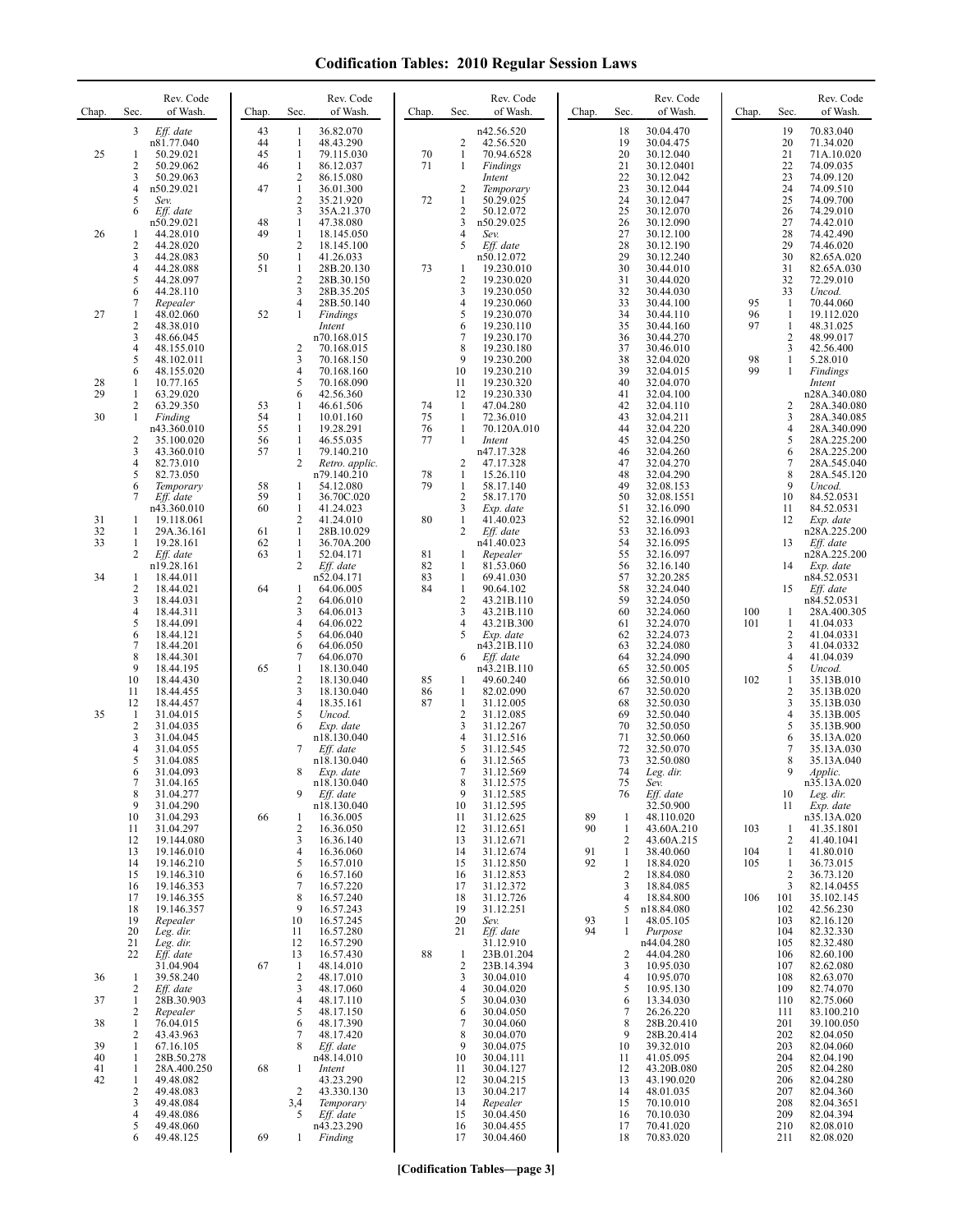# Codification Tables: 2010 Regular Session Laws

| Chap. | Sec. | Rev. Code of Wash. |
|---|---|---|
| | 3 | *Eff. date* n81.77.040 |
| 25 | 1 | 50.29.021 |
| | 2 | 50.29.062 |
| | 3 | 50.29.063 |
| | 4 | n50.29.021 |
| | 5 | *Sev.* |
| | 6 | *Eff. date* n50.29.021 |
| 26 | 1 | 44.28.010 |
| | 2 | 44.28.020 |
| | 3 | 44.28.083 |
| | 4 | 44.28.088 |
| | 5 | 44.28.097 |
| | 6 | 44.28.110 |
| | 7 | *Repealer* |
| 27 | 1 | 48.02.060 |
| | 2 | 48.38.010 |
| | 3 | 48.66.045 |
| | 4 | 48.155.010 |
| | 5 | 48.102.011 |
| | 6 | 48.155.020 |
| 28 | 1 | 10.77.165 |
| 29 | 1 | 63.29.020 |
| | 2 | 63.29.350 |
| 30 | 1 | *Finding* n43.360.010 |
| | 2 | 35.100.020 |
| | 3 | 43.360.010 |
| | 4 | 82.73.010 |
| | 5 | 82.73.050 |
| | 6 | *Temporary* |
| | 7 | *Eff. date* n43.360.010 |
| 31 | 1 | 19.118.061 |
| 32 | 1 | 29A.36.161 |
| 33 | 1 | 19.28.161 |
| | 2 | *Eff. date* n19.28.161 |
| 34 | 1 | 18.44.011 |
| | 2 | 18.44.021 |
| | 3 | 18.44.031 |
| | 4 | 18.44.311 |
| | 5 | 18.44.091 |
| | 6 | 18.44.121 |
| | 7 | 18.44.201 |
| | 8 | 18.44.301 |
| | 9 | 18.44.195 |
| | 10 | 18.44.430 |
| | 11 | 18.44.455 |
| | 12 | 18.44.457 |
| 35 | 1 | 31.04.015 |
| | 2 | 31.04.035 |
| | 3 | 31.04.045 |
| | 4 | 31.04.055 |
| | 5 | 31.04.085 |
| | 6 | 31.04.093 |
| | 7 | 31.04.165 |
| | 8 | 31.04.277 |
| | 9 | 31.04.290 |
| | 10 | 31.04.293 |
| | 11 | 31.04.297 |
| | 12 | 19.144.080 |
| | 13 | 19.146.010 |
| | 14 | 19.146.210 |
| | 15 | 19.146.310 |
| | 16 | 19.146.353 |
| | 17 | 19.146.355 |
| | 18 | 19.146.357 |
| | 19 | *Repealer* |
| | 20 | *Leg. dir.* |
| | 21 | *Leg. dir.* |
| | 22 | *Eff. date* 31.04.904 |
| 36 | 1 | 39.58.240 |
| | 2 | *Eff. date* |
| 37 | 1 | 28B.30.903 |
| | 2 | *Repealer* |
| 38 | 1 | 76.04.015 |
| | 2 | 43.43.963 |
| 39 | 1 | 67.16.105 |
| 40 | 1 | 28B.50.278 |
| 41 | 1 | 28A.400.250 |
| 42 | 1 | 49.48.082 |
| | 2 | 49.48.083 |
| | 3 | 49.48.084 |
| | 4 | 49.48.086 |
| | 5 | 49.48.060 |
| | 6 | 49.48.125 |
| 43 | 1 | 36.82.070 |
| 44 | 1 | 48.43.290 |
| 45 | 1 | 79.115.030 |
| 46 | 1 | 86.12.037 |
| | 2 | 86.15.080 |
| 47 | 1 | 36.01.300 |
| | 2 | 35.21.920 |
| | 3 | 35A.21.370 |
| 48 | 1 | 47.38.080 |
| 49 | 1 | 18.145.050 |
| | 2 | 18.145.100 |
| 50 | 1 | 41.26.033 |
| 51 | 1 | 28B.20.130 |
| | 2 | 28B.30.150 |
| | 3 | 28B.35.205 |
| | 4 | 28B.50.140 |
| 52 | 1 | *Findings Intent* n70.168.015 |
| | 2 | 70.168.015 |
| | 3 | 70.168.150 |
| | 4 | 70.168.160 |
| | 5 | 70.168.090 |
| | 6 | 42.56.360 |
| 53 | 1 | 46.61.506 |
| 54 | 1 | 10.01.160 |
| 55 | 1 | 19.28.291 |
| 56 | 1 | 46.55.035 |
| 57 | 1 | 79.140.210 |
| | 2 | *Retro. applic.* n79.140.210 |
| 58 | 1 | 54.12.080 |
| 59 | 1 | 36.70C.020 |
| 60 | 1 | 41.24.023 |
| | 2 | 41.24.010 |
| 61 | 1 | 28B.10.029 |
| 62 | 1 | 36.70A.200 |
| 63 | 1 | 52.04.171 |
| | 2 | *Eff. date* n52.04.171 |
| 64 | 1 | 64.06.005 |
| | 2 | 64.06.010 |
| | 3 | 64.06.013 |
| | 4 | 64.06.022 |
| | 5 | 64.06.040 |
| | 6 | 64.06.050 |
| | 7 | 64.06.070 |
| 65 | 1 | 18.130.040 |
| | 2 | 18.130.040 |
| | 3 | 18.130.040 |
| | 4 | 18.35.161 |
| | 5 | *Uncod.* |
| | 6 | *Exp. date* n18.130.040 |
| | 7 | *Eff. date* n18.130.040 |
| | 8 | *Exp. date* n18.130.040 |
| | 9 | *Eff. date* n18.130.040 |
| 66 | 1 | 16.36.005 |
| | 2 | 16.36.050 |
| | 3 | 16.36.140 |
| | 4 | 16.36.060 |
| | 5 | 16.57.010 |
| | 6 | 16.57.160 |
| | 7 | 16.57.220 |
| | 8 | 16.57.240 |
| | 9 | 16.57.243 |
| | 10 | 16.57.245 |
| | 11 | 16.57.280 |
| | 12 | 16.57.290 |
| | 13 | 16.57.430 |
| 67 | 1 | 48.14.010 |
| | 2 | 48.17.010 |
| | 3 | 48.17.060 |
| | 4 | 48.17.110 |
| | 5 | 48.17.150 |
| | 6 | 48.17.390 |
| | 7 | 48.17.420 |
| | 8 | *Eff. date* n48.14.010 |
| 68 | 1 | *Intent* 43.23.290 |
| | 2 | 43.330.130 |
| | 3,4 | *Temporary* |
| | 5 | *Eff. date* n43.23.290 |
| 69 | 1 | *Finding* n42.56.520 |
| | 2 | 42.56.520 |
| 70 | 1 | 70.94.6528 |
| 71 | 1 | *Findings Intent* |
| | 2 | *Temporary* |
| 72 | 1 | 50.29.025 |
| | 2 | 50.12.072 |
| | 3 | n50.29.025 |
| | 4 | *Sev.* |
| | 5 | *Eff. date* n50.12.072 |
| 73 | 1 | 19.230.010 |
| | 2 | 19.230.020 |
| | 3 | 19.230.050 |
| | 4 | 19.230.060 |
| | 5 | 19.230.070 |
| | 6 | 19.230.110 |
| | 7 | 19.230.170 |
| | 8 | 19.230.180 |
| | 9 | 19.230.200 |
| | 10 | 19.230.210 |
| | 11 | 19.230.320 |
| | 12 | 19.230.330 |
| 74 | 1 | 47.04.280 |
| 75 | 1 | 72.36.010 |
| 76 | 1 | 70.120A.010 |
| 77 | 1 | *Intent* n47.17.328 |
| | 2 | 47.17.328 |
| 78 | 1 | 15.26.110 |
| 79 | 1 | 58.17.140 |
| | 2 | 58.17.170 |
| | 3 | *Exp. date* |
| 80 | 1 | 41.40.023 |
| | 2 | *Eff. date* n41.40.023 |
| 81 | 1 | *Repealer* |
| 82 | 1 | 81.53.060 |
| 83 | 1 | 69.41.030 |
| 84 | 1 | 90.64.102 |
| | 2 | 43.21B.110 |
| | 3 | 43.21B.110 |
| | 4 | 43.21B.300 |
| | 5 | *Exp. date* n43.21B.110 |
| | 6 | *Eff. date* n43.21B.110 |
| 85 | 1 | 49.60.240 |
| 86 | 1 | 82.02.090 |
| 87 | 1 | 31.12.005 |
| | 2 | 31.12.085 |
| | 3 | 31.12.267 |
| | 4 | 31.12.516 |
| | 5 | 31.12.545 |
| | 6 | 31.12.565 |
| | 7 | 31.12.569 |
| | 8 | 31.12.575 |
| | 9 | 31.12.585 |
| | 10 | 31.12.595 |
| | 11 | 31.12.625 |
| | 12 | 31.12.651 |
| | 13 | 31.12.671 |
| | 14 | 31.12.674 |
| | 15 | 31.12.850 |
| | 16 | 31.12.853 |
| | 17 | 31.12.372 |
| | 18 | 31.12.726 |
| | 19 | 31.12.251 |
| | 20 | *Sev.* |
| | 21 | *Eff. date* 31.12.910 |
| 88 | 1 | 23B.01.204 |
| | 2 | 23B.14.394 |
| | 3 | 30.04.010 |
| | 4 | 30.04.020 |
| | 5 | 30.04.030 |
| | 6 | 30.04.050 |
| | 7 | 30.04.060 |
| | 8 | 30.04.070 |
| | 9 | 30.04.075 |
| | 10 | 30.04.111 |
| | 11 | 30.04.127 |
| | 12 | 30.04.215 |
| | 13 | 30.04.217 |
| | 14 | *Repealer* |
| | 15 | 30.04.450 |
| | 16 | 30.04.455 |
| | 17 | 30.04.460 |
| | 18 | 30.04.470 |
| | 19 | 30.04.475 |
| | 20 | 30.12.040 |
| | 21 | 30.12.0401 |
| | 22 | 30.12.042 |
| | 23 | 30.12.044 |
| | 24 | 30.12.047 |
| | 25 | 30.12.070 |
| | 26 | 30.12.090 |
| | 27 | 30.12.100 |
| | 28 | 30.12.190 |
| | 29 | 30.12.240 |
| | 30 | 30.44.010 |
| | 31 | 30.44.020 |
| | 32 | 30.44.030 |
| | 33 | 30.44.100 |
| | 34 | 30.44.110 |
| | 35 | 30.44.160 |
| | 36 | 30.44.270 |
| | 37 | 30.46.010 |
| | 38 | 32.04.020 |
| | 39 | 32.04.015 |
| | 40 | 32.04.070 |
| | 41 | 32.04.100 |
| | 42 | 32.04.110 |
| | 43 | 32.04.211 |
| | 44 | 32.04.220 |
| | 45 | 32.04.250 |
| | 46 | 32.04.260 |
| | 47 | 32.04.270 |
| | 48 | 32.04.290 |
| | 49 | 32.08.153 |
| | 50 | 32.08.1551 |
| | 51 | 32.16.090 |
| | 52 | 32.16.0901 |
| | 53 | 32.16.093 |
| | 54 | 32.16.095 |
| | 55 | 32.16.097 |
| | 56 | 32.16.140 |
| | 57 | 32.20.285 |
| | 58 | 32.24.040 |
| | 59 | 32.24.050 |
| | 60 | 32.24.060 |
| | 61 | 32.24.070 |
| | 62 | 32.24.073 |
| | 63 | 32.24.080 |
| | 64 | 32.24.090 |
| | 65 | 32.50.005 |
| | 66 | 32.50.010 |
| | 67 | 32.50.020 |
| | 68 | 32.50.030 |
| | 69 | 32.50.040 |
| | 70 | 32.50.050 |
| | 71 | 32.50.060 |
| | 72 | 32.50.070 |
| | 73 | 32.50.080 |
| | 74 | *Leg. dir.* |
| | 75 | *Sev.* |
| | 76 | *Eff. date* 32.50.900 |
| 89 | 1 | 48.110.020 |
| 90 | 1 | 43.60A.210 |
| | 2 | 43.60A.215 |
| 91 | 1 | 38.40.060 |
| 92 | 1 | 18.84.020 |
| | 2 | 18.84.080 |
| | 3 | 18.84.085 |
| | 4 | 18.84.800 |
| | 5 | n18.84.080 |
| 93 | 1 | 48.05.105 |
| 94 | 1 | *Purpose* n44.04.280 |
| | 2 | 44.04.280 |
| | 3 | 10.95.030 |
| | 4 | 10.95.070 |
| | 5 | 10.95.130 |
| | 6 | 13.34.030 |
| | 7 | 26.26.220 |
| | 8 | 28B.20.410 |
| | 9 | 28B.20.414 |
| | 10 | 39.32.010 |
| | 11 | 41.05.095 |
| | 12 | 43.20B.080 |
| | 13 | 43.190.020 |
| | 14 | 48.01.035 |
| | 15 | 70.10.010 |
| | 16 | 70.10.030 |
| | 17 | 70.41.020 |
| | 18 | 70.83.020 |
| | 19 | 70.83.040 |
| | 20 | 71.34.020 |
| | 21 | 71A.10.020 |
| | 22 | 74.09.035 |
| | 23 | 74.09.120 |
| | 24 | 74.09.510 |
| | 25 | 74.09.700 |
| | 26 | 74.29.010 |
| | 27 | 74.42.010 |
| | 28 | 74.42.490 |
| | 29 | 74.46.020 |
| | 30 | 82.65A.020 |
| | 31 | 82.65A.030 |
| | 32 | 72.29.010 |
| | 33 | *Uncod.* |
| 95 | 1 | 70.44.060 |
| 96 | 1 | 19.112.020 |
| 97 | 1 | 48.31.025 |
| | 2 | 48.99.017 |
| | 3 | 42.56.400 |
| 98 | 1 | 5.28.010 |
| 99 | 1 | *Findings Intent* n28A.340.080 |
| | 2 | 28A.340.080 |
| | 3 | 28A.340.085 |
| | 4 | 28A.340.090 |
| | 5 | 28A.225.200 |
| | 6 | 28A.225.200 |
| | 7 | 28A.545.040 |
| | 8 | 28A.545.120 |
| | 9 | *Uncod.* |
| | 10 | 84.52.0531 |
| | 11 | 84.52.0531 |
| | 12 | *Exp. date* n28A.225.200 |
| | 13 | *Eff. date* n28A.225.200 |
| | 14 | *Exp. date* n84.52.0531 |
| | 15 | *Eff. date* n84.52.0531 |
| 100 | 1 | 28A.400.305 |
| 101 | 1 | 41.04.033 |
| | 2 | 41.04.0331 |
| | 3 | 41.04.0332 |
| | 4 | 41.04.039 |
| | 5 | *Uncod.* |
| 102 | 1 | 35.13B.010 |
| | 2 | 35.13B.020 |
| | 3 | 35.13B.030 |
| | 4 | 35.13B.005 |
| | 5 | 35.13B.900 |
| | 6 | 35.13A.020 |
| | 7 | 35.13A.030 |
| | 8 | 35.13A.040 |
| | 9 | *Applic.* n35.13A.020 |
| | 10 | *Leg. dir.* |
| | 11 | *Exp. date* n35.13A.020 |
| 103 | 1 | 41.35.1801 |
| | 2 | 41.40.1041 |
| 104 | 1 | 41.80.010 |
| 105 | 1 | 36.73.015 |
| | 2 | 36.73.120 |
| | 3 | 82.14.0455 |
| 106 | 101 | 35.102.145 |
| | 102 | 42.56.230 |
| | 103 | 82.16.120 |
| | 104 | 82.32.330 |
| | 105 | 82.32.480 |
| | 106 | 82.60.100 |
| | 107 | 82.62.080 |
| | 108 | 82.63.070 |
| | 109 | 82.74.070 |
| | 110 | 82.75.060 |
| | 111 | 83.100.210 |
| | 201 | 39.100.050 |
| | 202 | 82.04.050 |
| | 203 | 82.04.060 |
| | 204 | 82.04.190 |
| | 205 | 82.04.280 |
| | 206 | 82.04.280 |
| | 207 | 82.04.360 |
| | 208 | 82.04.3651 |
| | 209 | 82.04.394 |
| | 210 | 82.08.010 |
| | 211 | 82.08.020 |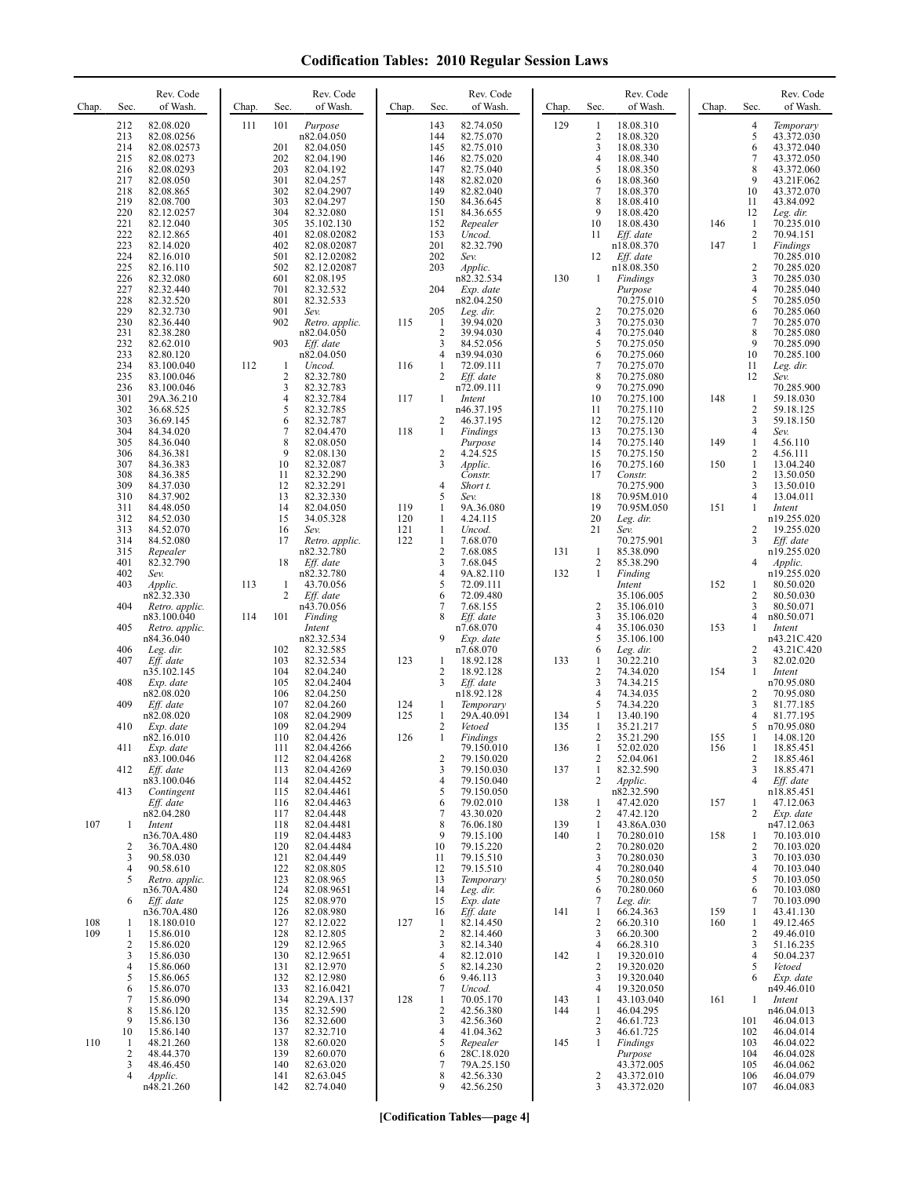# Codification Tables: 2010 Regular Session Laws

| Chap. | Sec. | Rev. Code of Wash. |
|---|---|---|
| | 212 | 82.08.020 |
| | 213 | 82.08.0256 |
| | 214 | 82.08.02573 |
| | 215 | 82.08.0273 |
| | 216 | 82.08.0293 |
| | 217 | 82.08.050 |
| | 218 | 82.08.865 |
| | 219 | 82.08.700 |
| | 220 | 82.12.0257 |
| | 221 | 82.12.040 |
| | 222 | 82.12.865 |
| | 223 | 82.14.020 |
| | 224 | 82.16.010 |
| | 225 | 82.16.110 |
| | 226 | 82.32.080 |
| | 227 | 82.32.440 |
| | 228 | 82.32.520 |
| | 229 | 82.32.730 |
| | 230 | 82.36.440 |
| | 231 | 82.38.280 |
| | 232 | 82.62.010 |
| | 233 | 82.80.120 |
| | 234 | 83.100.040 |
| | 235 | 83.100.046 |
| | 236 | 83.100.046 |
| | 301 | 29A.36.210 |
| | 302 | 36.68.525 |
| | 303 | 36.69.145 |
| | 304 | 84.34.020 |
| | 305 | 84.36.040 |
| | 306 | 84.36.381 |
| | 307 | 84.36.383 |
| | 308 | 84.36.385 |
| | 309 | 84.37.030 |
| | 310 | 84.37.902 |
| | 311 | 84.48.050 |
| | 312 | 84.52.030 |
| | 313 | 84.52.070 |
| | 314 | 84.52.080 |
| | 315 | *Repealer* |
| | 401 | 82.32.790 |
| | 402 | *Sev.* |
| | 403 | *Applic.* n82.32.330 |
| | 404 | *Retro. applic.* n83.100.040 |
| | 405 | *Retro. applic.* n84.36.040 |
| | 406 | *Leg. dir.* |
| | 407 | *Eff. date* n35.102.145 |
| | 408 | *Exp. date* n82.08.020 |
| | 409 | *Eff. date* n82.08.020 |
| | 410 | *Exp. date* n82.16.010 |
| | 411 | *Exp. date* n83.100.046 |
| | 412 | *Eff. date* n83.100.046 |
| | 413 | *Contingent Eff. date* n82.04.280 |
| 107 | 1 | *Intent* n36.70A.480 |
| | 2 | 36.70A.480 |
| | 3 | 90.58.030 |
| | 4 | 90.58.610 |
| | 5 | *Retro. applic.* n36.70A.480 |
| | 6 | *Eff. date* n36.70A.480 |
| 108 | 1 | 18.180.010 |
| 109 | 1 | 15.86.010 |
| | 2 | 15.86.020 |
| | 3 | 15.86.030 |
| | 4 | 15.86.060 |
| | 5 | 15.86.065 |
| | 6 | 15.86.070 |
| | 7 | 15.86.090 |
| | 8 | 15.86.120 |
| | 9 | 15.86.130 |
| | 10 | 15.86.140 |
| 110 | 1 | 48.21.260 |
| | 2 | 48.44.370 |
| | 3 | 48.46.450 |
| | 4 | *Applic.* n48.21.260 |
| 111 | 101 | *Purpose* n82.04.050 |
| | 201 | 82.04.050 |
| | 202 | 82.04.190 |
| | 203 | 82.04.192 |
| | 301 | 82.04.257 |
| | 302 | 82.04.2907 |
| | 303 | 82.04.297 |
| | 304 | 82.32.080 |
| | 305 | 35.102.130 |
| | 401 | 82.08.02082 |
| | 402 | 82.08.02087 |
| | 501 | 82.12.02082 |
| | 502 | 82.12.02087 |
| | 601 | 82.08.195 |
| | 701 | 82.32.532 |
| | 801 | 82.32.533 |
| | 901 | *Sev.* |
| | 902 | *Retro. applic.* n82.04.050 |
| | 903 | *Eff. date* n82.04.050 |
| 112 | 1 | *Uncod.* |
| | 2 | 82.32.780 |
| | 3 | 82.32.783 |
| | 4 | 82.32.784 |
| | 5 | 82.32.785 |
| | 6 | 82.32.787 |
| | 7 | 82.04.470 |
| | 8 | 82.08.050 |
| | 9 | 82.08.130 |
| | 10 | 82.32.087 |
| | 11 | 82.32.290 |
| | 12 | 82.32.291 |
| | 13 | 82.32.330 |
| | 14 | 82.04.050 |
| | 15 | 34.05.328 |
| | 16 | *Sev.* |
| | 17 | *Retro. applic.* n82.32.780 |
| | 18 | *Eff. date* n82.32.780 |
| 113 | 1 | 43.70.056 |
| | 2 | *Eff. date* n43.70.056 |
| 114 | 101 | *Finding Intent* n82.32.534 |
| | 102 | 82.32.585 |
| | 103 | 82.32.534 |
| | 104 | 82.04.240 |
| | 105 | 82.04.2404 |
| | 106 | 82.04.250 |
| | 107 | 82.04.260 |
| | 108 | 82.04.2909 |
| | 109 | 82.04.294 |
| | 110 | 82.04.426 |
| | 111 | 82.04.4266 |
| | 112 | 82.04.4268 |
| | 113 | 82.04.4269 |
| | 114 | 82.04.4452 |
| | 115 | 82.04.4461 |
| | 116 | 82.04.4463 |
| | 117 | 82.04.448 |
| | 118 | 82.04.4481 |
| | 119 | 82.04.4483 |
| | 120 | 82.04.4484 |
| | 121 | 82.04.449 |
| | 122 | 82.08.805 |
| | 123 | 82.08.965 |
| | 124 | 82.08.9651 |
| | 125 | 82.08.970 |
| | 126 | 82.08.980 |
| | 127 | 82.12.022 |
| | 128 | 82.12.805 |
| | 129 | 82.12.965 |
| | 130 | 82.12.9651 |
| | 131 | 82.12.970 |
| | 132 | 82.12.980 |
| | 133 | 82.16.0421 |
| | 134 | 82.29A.137 |
| | 135 | 82.32.590 |
| | 136 | 82.32.600 |
| | 137 | 82.32.710 |
| | 138 | 82.60.020 |
| | 139 | 82.60.070 |
| | 140 | 82.63.020 |
| | 141 | 82.63.045 |
| | 142 | 82.74.040 |
| | 143 | 82.74.050 |
| | 144 | 82.75.070 |
| | 145 | 82.75.010 |
| | 146 | 82.75.020 |
| | 147 | 82.75.040 |
| | 148 | 82.82.020 |
| | 149 | 82.82.040 |
| | 150 | 84.36.645 |
| | 151 | 84.36.655 |
| | 152 | *Repealer* |
| | 153 | *Uncod.* |
| | 201 | 82.32.790 |
| | 202 | *Sev.* |
| | 203 | *Applic.* n82.32.534 |
| | 204 | *Exp. date* n82.04.250 |
| | 205 | *Leg. dir.* |
| 115 | 1 | 39.94.020 |
| | 2 | 39.94.030 |
| | 3 | 84.52.056 |
| | 4 | n39.94.030 |
| 116 | 1 | 72.09.111 |
| | 2 | *Eff. date* n72.09.111 |
| 117 | 1 | *Intent* n46.37.195 |
| | 2 | 46.37.195 |
| 118 | 1 | *Findings Purpose* |
| | 2 | 4.24.525 |
| | 3 | *Applic. Constr.* |
| | 4 | *Short t.* |
| | 5 | *Sev.* |
| 119 | 1 | 9A.36.080 |
| 120 | 1 | 4.24.115 |
| 121 | 1 | *Uncod.* |
| 122 | 1 | 7.68.070 |
| | 2 | 7.68.085 |
| | 3 | 7.68.045 |
| | 4 | 9A.82.110 |
| | 5 | 72.09.111 |
| | 6 | 72.09.480 |
| | 7 | 7.68.155 |
| | 8 | *Eff. date* n7.68.070 |
| | 9 | *Exp. date* n7.68.070 |
| 123 | 1 | 18.92.128 |
| | 2 | 18.92.128 |
| | 3 | *Eff. date* n18.92.128 |
| 124 | 1 | *Temporary* |
| 125 | 1 | 29A.40.091 |
| | 2 | *Vetoed* |
| 126 | 1 | *Findings* 79.150.010 |
| | 2 | 79.150.020 |
| | 3 | 79.150.030 |
| | 4 | 79.150.040 |
| | 5 | 79.150.050 |
| | 6 | 79.02.010 |
| | 7 | 43.30.020 |
| | 8 | 76.06.180 |
| | 9 | 79.15.100 |
| | 10 | 79.15.220 |
| | 11 | 79.15.510 |
| | 12 | 79.15.510 |
| | 13 | *Temporary* |
| | 14 | *Leg. dir.* |
| | 15 | *Exp. date* |
| | 16 | *Eff. date* |
| 127 | 1 | 82.14.450 |
| | 2 | 82.14.460 |
| | 3 | 82.14.340 |
| | 4 | 82.12.010 |
| | 5 | 82.14.230 |
| | 6 | 9.46.113 |
| | 7 | *Uncod.* |
| 128 | 1 | 70.05.170 |
| | 2 | 42.56.380 |
| | 3 | 42.56.360 |
| | 4 | 41.04.362 |
| | 5 | *Repealer* |
| | 6 | 28C.18.020 |
| | 7 | 79A.25.150 |
| | 8 | 42.56.330 |
| | 9 | 42.56.250 |
| 129 | 1 | 18.08.310 |
| | 2 | 18.08.320 |
| | 3 | 18.08.330 |
| | 4 | 18.08.340 |
| | 5 | 18.08.350 |
| | 6 | 18.08.360 |
| | 7 | 18.08.370 |
| | 8 | 18.08.410 |
| | 9 | 18.08.420 |
| | 10 | 18.08.430 |
| | 11 | *Eff. date* n18.08.370 |
| | 12 | *Eff. date* n18.08.350 |
| 130 | 1 | *Findings Purpose* 70.275.010 |
| | 2 | 70.275.020 |
| | 3 | 70.275.030 |
| | 4 | 70.275.040 |
| | 5 | 70.275.050 |
| | 6 | 70.275.060 |
| | 7 | 70.275.070 |
| | 8 | 70.275.080 |
| | 9 | 70.275.090 |
| | 10 | 70.275.100 |
| | 11 | 70.275.110 |
| | 12 | 70.275.120 |
| | 13 | 70.275.130 |
| | 14 | 70.275.140 |
| | 15 | 70.275.150 |
| | 16 | 70.275.160 |
| | 17 | *Constr.* 70.275.900 |
| | 18 | 70.95M.010 |
| | 19 | 70.95M.050 |
| | 20 | *Leg. dir.* |
| | 21 | *Sev.* 70.275.901 |
| 131 | 1 | 85.38.090 |
| | 2 | 85.38.290 |
| 132 | 1 | *Finding Intent* 35.106.005 |
| | 2 | 35.106.010 |
| | 3 | 35.106.020 |
| | 4 | 35.106.030 |
| | 5 | 35.106.100 |
| | 6 | *Leg. dir.* |
| 133 | 1 | 30.22.210 |
| | 2 | 74.34.020 |
| | 3 | 74.34.215 |
| | 4 | 74.34.035 |
| | 5 | 74.34.220 |
| 134 | 1 | 13.40.190 |
| 135 | 1 | 35.21.217 |
| | 2 | 35.21.290 |
| 136 | 1 | 52.02.020 |
| | 2 | 52.04.061 |
| 137 | 1 | 82.32.590 |
| | 2 | *Applic.* n82.32.590 |
| 138 | 1 | 47.42.020 |
| | 2 | 47.42.120 |
| 139 | 1 | 43.86A.030 |
| 140 | 1 | 70.280.010 |
| | 2 | 70.280.020 |
| | 3 | 70.280.030 |
| | 4 | 70.280.040 |
| | 5 | 70.280.050 |
| | 6 | 70.280.060 |
| | 7 | *Leg. dir.* |
| 141 | 1 | 66.24.363 |
| | 2 | 66.20.310 |
| | 3 | 66.20.300 |
| | 4 | 66.28.310 |
| 142 | 1 | 19.320.010 |
| | 2 | 19.320.020 |
| | 3 | 19.320.040 |
| | 4 | 19.320.050 |
| 143 | 1 | 43.103.040 |
| 144 | 1 | 46.04.295 |
| | 2 | 46.61.723 |
| | 3 | 46.61.725 |
| 145 | 1 | *Findings Purpose* 43.372.005 |
| | 2 | 43.372.010 |
| | 3 | 43.372.020 |
| | 4 | *Temporary* |
| | 5 | 43.372.030 |
| | 6 | 43.372.040 |
| | 7 | 43.372.050 |
| | 8 | 43.372.060 |
| | 9 | 43.21F.062 |
| | 10 | 43.372.070 |
| | 11 | 43.84.092 |
| | 12 | *Leg. dir.* |
| 146 | 1 | 70.235.010 |
| | 2 | 70.94.151 |
| 147 | 1 | *Findings* 70.285.010 |
| | 2 | 70.285.020 |
| | 3 | 70.285.030 |
| | 4 | 70.285.040 |
| | 5 | 70.285.050 |
| | 6 | 70.285.060 |
| | 7 | 70.285.070 |
| | 8 | 70.285.080 |
| | 9 | 70.285.090 |
| | 10 | 70.285.100 |
| | 11 | *Leg. dir.* |
| | 12 | *Sev.* 70.285.900 |
| 148 | 1 | 59.18.030 |
| | 2 | 59.18.125 |
| | 3 | 59.18.150 |
| | 4 | *Sev.* |
| 149 | 1 | 4.56.110 |
| | 2 | 4.56.111 |
| 150 | 1 | 13.04.240 |
| | 2 | 13.50.050 |
| | 3 | 13.50.010 |
| | 4 | 13.04.011 |
| 151 | 1 | *Intent* n19.255.020 |
| | 2 | 19.255.020 |
| | 3 | *Eff. date* n19.255.020 |
| | 4 | *Applic.* n19.255.020 |
| 152 | 1 | 80.50.020 |
| | 2 | 80.50.030 |
| | 3 | 80.50.071 |
| | 4 | n80.50.071 |
| 153 | 1 | *Intent* n43.21C.420 |
| | 2 | 43.21C.420 |
| | 3 | 82.02.020 |
| 154 | 1 | *Intent* n70.95.080 |
| | 2 | 70.95.080 |
| | 3 | 81.77.185 |
| | 4 | 81.77.195 |
| | 5 | n70.95.080 |
| 155 | 1 | 14.08.120 |
| 156 | 1 | 18.85.451 |
| | 2 | 18.85.461 |
| | 3 | 18.85.471 |
| | 4 | *Eff. date* n18.85.451 |
| 157 | 1 | 47.12.063 |
| | 2 | *Exp. date* n47.12.063 |
| 158 | 1 | 70.103.010 |
| | 2 | 70.103.020 |
| | 3 | 70.103.030 |
| | 4 | 70.103.040 |
| | 5 | 70.103.050 |
| | 6 | 70.103.080 |
| | 7 | 70.103.090 |
| 159 | 1 | 43.41.130 |
| 160 | 1 | 49.12.465 |
| | 2 | 49.46.010 |
| | 3 | 51.16.235 |
| | 4 | 50.04.237 |
| | 5 | *Vetoed* |
| | 6 | *Exp. date* n49.46.010 |
| 161 | 1 | *Intent* n46.04.013 |
| | 101 | 46.04.013 |
| | 102 | 46.04.014 |
| | 103 | 46.04.022 |
| | 104 | 46.04.028 |
| | 105 | 46.04.062 |
| | 106 | 46.04.079 |
| | 107 | 46.04.083 |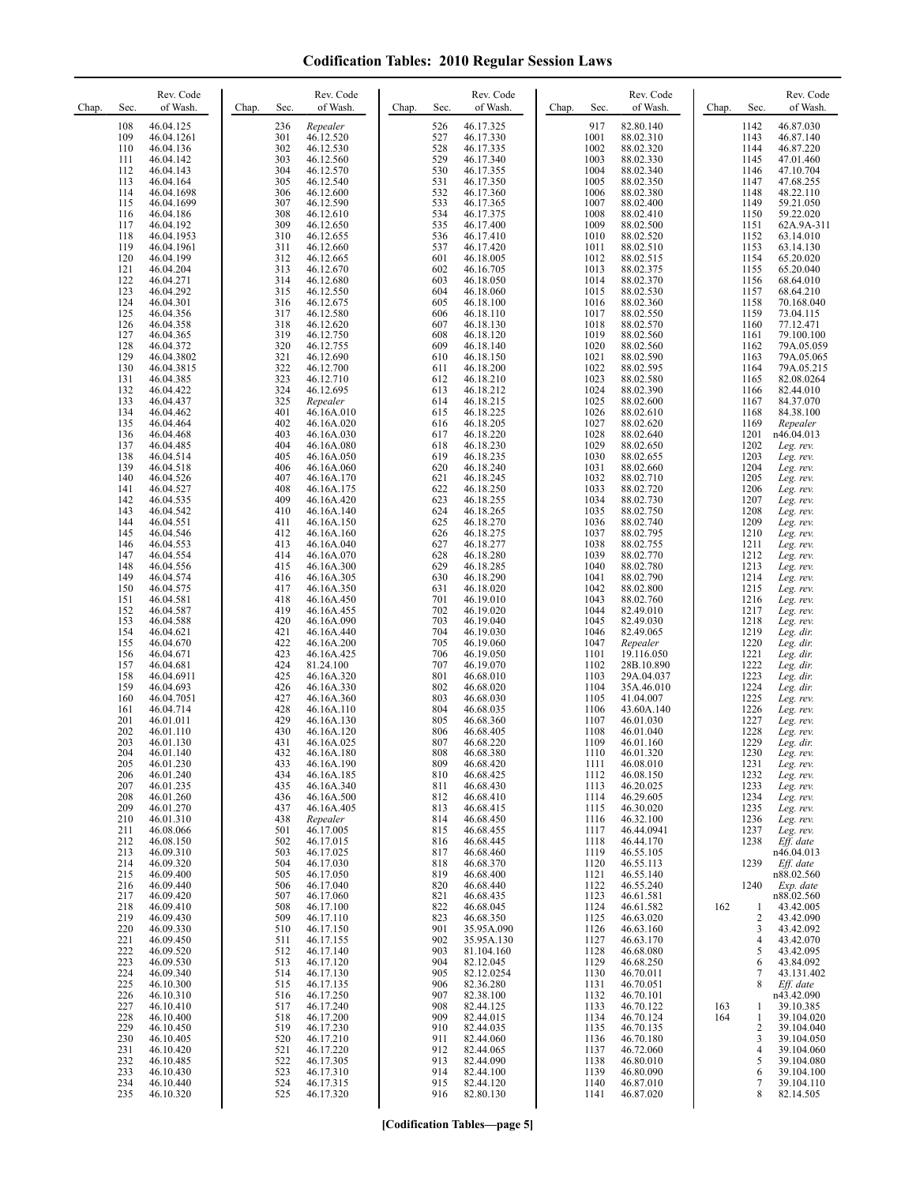# Codification Tables: 2010 Regular Session Laws

| Chap. | Sec. | Rev. Code of Wash. |
|---|---|---|
| | 108 | 46.04.125 |
| | 109 | 46.04.1261 |
| | 110 | 46.04.136 |
| | 111 | 46.04.142 |
| | 112 | 46.04.143 |
| | 113 | 46.04.164 |
| | 114 | 46.04.1698 |
| | 115 | 46.04.1699 |
| | 116 | 46.04.186 |
| | 117 | 46.04.192 |
| | 118 | 46.04.1953 |
| | 119 | 46.04.1961 |
| | 120 | 46.04.199 |
| | 121 | 46.04.204 |
| | 122 | 46.04.271 |
| | 123 | 46.04.292 |
| | 124 | 46.04.301 |
| | 125 | 46.04.356 |
| | 126 | 46.04.358 |
| | 127 | 46.04.365 |
| | 128 | 46.04.372 |
| | 129 | 46.04.3802 |
| | 130 | 46.04.3815 |
| | 131 | 46.04.385 |
| | 132 | 46.04.422 |
| | 133 | 46.04.437 |
| | 134 | 46.04.462 |
| | 135 | 46.04.464 |
| | 136 | 46.04.468 |
| | 137 | 46.04.485 |
| | 138 | 46.04.514 |
| | 139 | 46.04.518 |
| | 140 | 46.04.526 |
| | 141 | 46.04.527 |
| | 142 | 46.04.535 |
| | 143 | 46.04.542 |
| | 144 | 46.04.551 |
| | 145 | 46.04.546 |
| | 146 | 46.04.553 |
| | 147 | 46.04.554 |
| | 148 | 46.04.556 |
| | 149 | 46.04.574 |
| | 150 | 46.04.575 |
| | 151 | 46.04.581 |
| | 152 | 46.04.587 |
| | 153 | 46.04.588 |
| | 154 | 46.04.621 |
| | 155 | 46.04.670 |
| | 156 | 46.04.671 |
| | 157 | 46.04.681 |
| | 158 | 46.04.6911 |
| | 159 | 46.04.693 |
| | 160 | 46.04.7051 |
| | 161 | 46.04.714 |
| | 201 | 46.01.011 |
| | 202 | 46.01.110 |
| | 203 | 46.01.130 |
| | 204 | 46.01.140 |
| | 205 | 46.01.230 |
| | 206 | 46.01.240 |
| | 207 | 46.01.235 |
| | 208 | 46.01.260 |
| | 209 | 46.01.270 |
| | 210 | 46.01.310 |
| | 211 | 46.08.066 |
| | 212 | 46.08.150 |
| | 213 | 46.09.310 |
| | 214 | 46.09.320 |
| | 215 | 46.09.400 |
| | 216 | 46.09.440 |
| | 217 | 46.09.420 |
| | 218 | 46.09.410 |
| | 219 | 46.09.430 |
| | 220 | 46.09.330 |
| | 221 | 46.09.450 |
| | 222 | 46.09.520 |
| | 223 | 46.09.530 |
| | 224 | 46.09.340 |
| | 225 | 46.10.300 |
| | 226 | 46.10.310 |
| | 227 | 46.10.410 |
| | 228 | 46.10.400 |
| | 229 | 46.10.450 |
| | 230 | 46.10.405 |
| | 231 | 46.10.420 |
| | 232 | 46.10.485 |
| | 233 | 46.10.430 |
| | 234 | 46.10.440 |
| | 235 | 46.10.320 |
| | 236 | *Repealer* |
| | 301 | 46.12.520 |
| | 302 | 46.12.530 |
| | 303 | 46.12.560 |
| | 304 | 46.12.570 |
| | 305 | 46.12.540 |
| | 306 | 46.12.600 |
| | 307 | 46.12.590 |
| | 308 | 46.12.610 |
| | 309 | 46.12.650 |
| | 310 | 46.12.655 |
| | 311 | 46.12.660 |
| | 312 | 46.12.665 |
| | 313 | 46.12.670 |
| | 314 | 46.12.680 |
| | 315 | 46.12.550 |
| | 316 | 46.12.675 |
| | 317 | 46.12.580 |
| | 318 | 46.12.620 |
| | 319 | 46.12.750 |
| | 320 | 46.12.755 |
| | 321 | 46.12.690 |
| | 322 | 46.12.700 |
| | 323 | 46.12.710 |
| | 324 | 46.12.695 |
| | 325 | *Repealer* |
| | 401 | 46.16A.010 |
| | 402 | 46.16A.020 |
| | 403 | 46.16A.030 |
| | 404 | 46.16A.080 |
| | 405 | 46.16A.050 |
| | 406 | 46.16A.060 |
| | 407 | 46.16A.170 |
| | 408 | 46.16A.175 |
| | 409 | 46.16A.420 |
| | 410 | 46.16A.140 |
| | 411 | 46.16A.150 |
| | 412 | 46.16A.160 |
| | 413 | 46.16A.040 |
| | 414 | 46.16A.070 |
| | 415 | 46.16A.300 |
| | 416 | 46.16A.305 |
| | 417 | 46.16A.350 |
| | 418 | 46.16A.450 |
| | 419 | 46.16A.455 |
| | 420 | 46.16A.090 |
| | 421 | 46.16A.440 |
| | 422 | 46.16A.200 |
| | 423 | 46.16A.425 |
| | 424 | 81.24.100 |
| | 425 | 46.16A.320 |
| | 426 | 46.16A.330 |
| | 427 | 46.16A.360 |
| | 428 | 46.16A.110 |
| | 429 | 46.16A.130 |
| | 430 | 46.16A.120 |
| | 431 | 46.16A.025 |
| | 432 | 46.16A.180 |
| | 433 | 46.16A.190 |
| | 434 | 46.16A.185 |
| | 435 | 46.16A.340 |
| | 436 | 46.16A.500 |
| | 437 | 46.16A.405 |
| | 438 | *Repealer* |
| | 501 | 46.17.005 |
| | 502 | 46.17.015 |
| | 503 | 46.17.025 |
| | 504 | 46.17.030 |
| | 505 | 46.17.050 |
| | 506 | 46.17.040 |
| | 507 | 46.17.060 |
| | 508 | 46.17.100 |
| | 509 | 46.17.110 |
| | 510 | 46.17.150 |
| | 511 | 46.17.155 |
| | 512 | 46.17.140 |
| | 513 | 46.17.120 |
| | 514 | 46.17.130 |
| | 515 | 46.17.135 |
| | 516 | 46.17.250 |
| | 517 | 46.17.240 |
| | 518 | 46.17.200 |
| | 519 | 46.17.230 |
| | 520 | 46.17.210 |
| | 521 | 46.17.220 |
| | 522 | 46.17.305 |
| | 523 | 46.17.310 |
| | 524 | 46.17.315 |
| | 525 | 46.17.320 |
| | 526 | 46.17.325 |
| | 527 | 46.17.330 |
| | 528 | 46.17.335 |
| | 529 | 46.17.340 |
| | 530 | 46.17.355 |
| | 531 | 46.17.350 |
| | 532 | 46.17.360 |
| | 533 | 46.17.365 |
| | 534 | 46.17.375 |
| | 535 | 46.17.400 |
| | 536 | 46.17.410 |
| | 537 | 46.17.420 |
| | 601 | 46.18.005 |
| | 602 | 46.16.705 |
| | 603 | 46.18.050 |
| | 604 | 46.18.060 |
| | 605 | 46.18.100 |
| | 606 | 46.18.110 |
| | 607 | 46.18.130 |
| | 608 | 46.18.120 |
| | 609 | 46.18.140 |
| | 610 | 46.18.150 |
| | 611 | 46.18.200 |
| | 612 | 46.18.210 |
| | 613 | 46.18.212 |
| | 614 | 46.18.215 |
| | 615 | 46.18.225 |
| | 616 | 46.18.205 |
| | 617 | 46.18.220 |
| | 618 | 46.18.230 |
| | 619 | 46.18.235 |
| | 620 | 46.18.240 |
| | 621 | 46.18.245 |
| | 622 | 46.18.250 |
| | 623 | 46.18.255 |
| | 624 | 46.18.265 |
| | 625 | 46.18.270 |
| | 626 | 46.18.275 |
| | 627 | 46.18.277 |
| | 628 | 46.18.280 |
| | 629 | 46.18.285 |
| | 630 | 46.18.290 |
| | 631 | 46.18.020 |
| | 701 | 46.19.010 |
| | 702 | 46.19.020 |
| | 703 | 46.19.040 |
| | 704 | 46.19.030 |
| | 705 | 46.19.060 |
| | 706 | 46.19.050 |
| | 707 | 46.19.070 |
| | 801 | 46.68.010 |
| | 802 | 46.68.020 |
| | 803 | 46.68.030 |
| | 804 | 46.68.035 |
| | 805 | 46.68.360 |
| | 806 | 46.68.405 |
| | 807 | 46.68.220 |
| | 808 | 46.68.380 |
| | 809 | 46.68.420 |
| | 810 | 46.68.425 |
| | 811 | 46.68.430 |
| | 812 | 46.68.410 |
| | 813 | 46.68.415 |
| | 814 | 46.68.450 |
| | 815 | 46.68.455 |
| | 816 | 46.68.445 |
| | 817 | 46.68.460 |
| | 818 | 46.68.370 |
| | 819 | 46.68.400 |
| | 820 | 46.68.440 |
| | 821 | 46.68.435 |
| | 822 | 46.68.045 |
| | 823 | 46.68.350 |
| | 901 | 35.95A.090 |
| | 902 | 35.95A.130 |
| | 903 | 81.104.160 |
| | 904 | 82.12.045 |
| | 905 | 82.12.0254 |
| | 906 | 82.36.280 |
| | 907 | 82.38.100 |
| | 908 | 82.44.125 |
| | 909 | 82.44.015 |
| | 910 | 82.44.035 |
| | 911 | 82.44.060 |
| | 912 | 82.44.065 |
| | 913 | 82.44.090 |
| | 914 | 82.44.100 |
| | 915 | 82.44.120 |
| | 916 | 82.80.130 |
| | 917 | 82.80.140 |
| | 1001 | 88.02.310 |
| | 1002 | 88.02.320 |
| | 1003 | 88.02.330 |
| | 1004 | 88.02.340 |
| | 1005 | 88.02.350 |
| | 1006 | 88.02.380 |
| | 1007 | 88.02.400 |
| | 1008 | 88.02.410 |
| | 1009 | 88.02.500 |
| | 1010 | 88.02.520 |
| | 1011 | 88.02.510 |
| | 1012 | 88.02.515 |
| | 1013 | 88.02.375 |
| | 1014 | 88.02.370 |
| | 1015 | 88.02.530 |
| | 1016 | 88.02.360 |
| | 1017 | 88.02.550 |
| | 1018 | 88.02.570 |
| | 1019 | 88.02.560 |
| | 1020 | 88.02.560 |
| | 1021 | 88.02.590 |
| | 1022 | 88.02.595 |
| | 1023 | 88.02.580 |
| | 1024 | 88.02.390 |
| | 1025 | 88.02.600 |
| | 1026 | 88.02.610 |
| | 1027 | 88.02.620 |
| | 1028 | 88.02.640 |
| | 1029 | 88.02.650 |
| | 1030 | 88.02.655 |
| | 1031 | 88.02.660 |
| | 1032 | 88.02.710 |
| | 1033 | 88.02.720 |
| | 1034 | 88.02.730 |
| | 1035 | 88.02.750 |
| | 1036 | 88.02.740 |
| | 1037 | 88.02.795 |
| | 1038 | 88.02.755 |
| | 1039 | 88.02.770 |
| | 1040 | 88.02.780 |
| | 1041 | 88.02.790 |
| | 1042 | 88.02.800 |
| | 1043 | 88.02.760 |
| | 1044 | 82.49.010 |
| | 1045 | 82.49.030 |
| | 1046 | 82.49.065 |
| | 1047 | *Repealer* |
| | 1101 | 19.116.050 |
| | 1102 | 28B.10.890 |
| | 1103 | 29A.04.037 |
| | 1104 | 35A.46.010 |
| | 1105 | 41.04.007 |
| | 1106 | 43.60A.140 |
| | 1107 | 46.01.030 |
| | 1108 | 46.01.040 |
| | 1109 | 46.01.160 |
| | 1110 | 46.01.320 |
| | 1111 | 46.08.010 |
| | 1112 | 46.08.150 |
| | 1113 | 46.20.025 |
| | 1114 | 46.29.605 |
| | 1115 | 46.30.020 |
| | 1116 | 46.32.100 |
| | 1117 | 46.44.0941 |
| | 1118 | 46.44.170 |
| | 1119 | 46.55.105 |
| | 1120 | 46.55.113 |
| | 1121 | 46.55.140 |
| | 1122 | 46.55.240 |
| | 1123 | 46.61.581 |
| | 1124 | 46.61.582 |
| | 1125 | 46.63.020 |
| | 1126 | 46.63.160 |
| | 1127 | 46.63.170 |
| | 1128 | 46.68.080 |
| | 1129 | 46.68.250 |
| | 1130 | 46.70.011 |
| | 1131 | 46.70.051 |
| | 1132 | 46.70.101 |
| | 1133 | 46.70.122 |
| | 1134 | 46.70.124 |
| | 1135 | 46.70.135 |
| | 1136 | 46.70.180 |
| | 1137 | 46.72.060 |
| | 1138 | 46.80.010 |
| | 1139 | 46.80.090 |
| | 1140 | 46.87.010 |
| | 1141 | 46.87.020 |
| | 1142 | 46.87.030 |
| | 1143 | 46.87.140 |
| | 1144 | 46.87.220 |
| | 1145 | 47.01.460 |
| | 1146 | 47.10.704 |
| | 1147 | 47.68.255 |
| | 1148 | 48.22.110 |
| | 1149 | 59.21.050 |
| | 1150 | 59.22.020 |
| | 1151 | 62A.9A-311 |
| | 1152 | 63.14.010 |
| | 1153 | 63.14.130 |
| | 1154 | 65.20.020 |
| | 1155 | 65.20.040 |
| | 1156 | 68.64.010 |
| | 1157 | 68.64.210 |
| | 1158 | 70.168.040 |
| | 1159 | 73.04.115 |
| | 1160 | 77.12.471 |
| | 1161 | 79.100.100 |
| | 1162 | 79A.05.059 |
| | 1163 | 79A.05.065 |
| | 1164 | 79A.05.215 |
| | 1165 | 82.08.0264 |
| | 1166 | 82.44.010 |
| | 1167 | 84.37.070 |
| | 1168 | 84.38.100 |
| | 1169 | *Repealer* |
| | 1201 | n46.04.013 |
| | 1202 | *Leg. rev.* |
| | 1203 | *Leg. rev.* |
| | 1204 | *Leg. rev.* |
| | 1205 | *Leg. rev.* |
| | 1206 | *Leg. rev.* |
| | 1207 | *Leg. rev.* |
| | 1208 | *Leg. rev.* |
| | 1209 | *Leg. rev.* |
| | 1210 | *Leg. rev.* |
| | 1211 | *Leg. rev.* |
| | 1212 | *Leg. rev.* |
| | 1213 | *Leg. rev.* |
| | 1214 | *Leg. rev.* |
| | 1215 | *Leg. rev.* |
| | 1216 | *Leg. rev.* |
| | 1217 | *Leg. rev.* |
| | 1218 | *Leg. rev.* |
| | 1219 | *Leg. dir.* |
| | 1220 | *Leg. dir.* |
| | 1221 | *Leg. dir.* |
| | 1222 | *Leg. dir.* |
| | 1223 | *Leg. dir.* |
| | 1224 | *Leg. dir.* |
| | 1225 | *Leg. rev.* |
| | 1226 | *Leg. rev.* |
| | 1227 | *Leg. rev.* |
| | 1228 | *Leg. rev.* |
| | 1229 | *Leg. dir.* |
| | 1230 | *Leg. rev.* |
| | 1231 | *Leg. rev.* |
| | 1232 | *Leg. rev.* |
| | 1233 | *Leg. rev.* |
| | 1234 | *Leg. rev.* |
| | 1235 | *Leg. rev.* |
| | 1236 | *Leg. rev.* |
| | 1237 | *Leg. rev.* |
| | 1238 | *Eff. date* n46.04.013 |
| | 1239 | *Eff. date* n88.02.560 |
| | 1240 | *Exp. date* n88.02.560 |
| 162 | 1 | 43.42.005 |
| | 2 | 43.42.090 |
| | 3 | 43.42.092 |
| | 4 | 43.42.070 |
| | 5 | 43.42.095 |
| | 6 | 43.84.092 |
| | 7 | 43.131.402 |
| | 8 | *Eff. date* n43.42.090 |
| 163 | 1 | 39.10.385 |
| 164 | 1 | 39.104.020 |
| | 2 | 39.104.040 |
| | 3 | 39.104.050 |
| | 4 | 39.104.060 |
| | 5 | 39.104.080 |
| | 6 | 39.104.100 |
| | 7 | 39.104.110 |
| | 8 | 82.14.505 |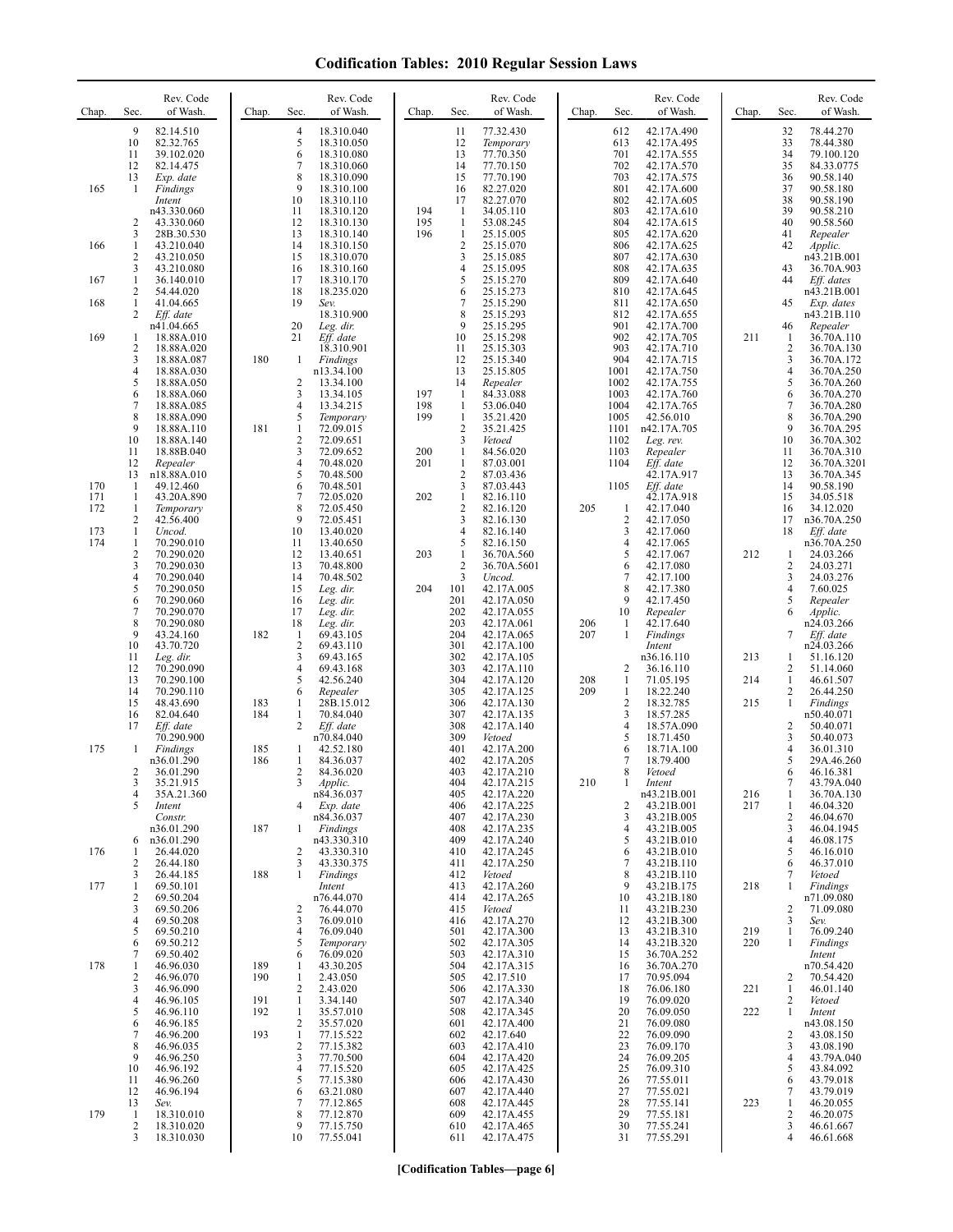# Codification Tables: 2010 Regular Session Laws

| Chap. | Sec. | Rev. Code of Wash. |
|---|---|---|
| | 9 | 82.14.510 |
| | 10 | 82.32.765 |
| | 11 | 39.102.020 |
| | 12 | 82.14.475 |
| | 13 | *Exp. date* |
| 165 | 1 | *Findings Intent* n43.330.060 |
| | 2 | 43.330.060 |
| | 3 | 28B.30.530 |
| 166 | 1 | 43.210.040 |
| | 2 | 43.210.050 |
| | 3 | 43.210.080 |
| 167 | 1 | 36.140.010 |
| | 2 | 54.44.020 |
| 168 | 1 | 41.04.665 |
| | 2 | *Eff. date* n41.04.665 |
| 169 | 1 | 18.88A.010 |
| | 2 | 18.88A.020 |
| | 3 | 18.88A.087 |
| | 4 | 18.88A.030 |
| | 5 | 18.88A.050 |
| | 6 | 18.88A.060 |
| | 7 | 18.88A.085 |
| | 8 | 18.88A.090 |
| | 9 | 18.88A.110 |
| | 10 | 18.88A.140 |
| | 11 | 18.88B.040 |
| | 12 | *Repealer* |
| | 13 | n18.88A.010 |
| 170 | 1 | 49.12.460 |
| 171 | 1 | 43.20A.890 |
| 172 | 1 | *Temporary* |
| | 2 | 42.56.400 |
| 173 | 1 | *Uncod.* |
| 174 | 1 | 70.290.010 |
| | 2 | 70.290.020 |
| | 3 | 70.290.030 |
| | 4 | 70.290.040 |
| | 5 | 70.290.050 |
| | 6 | 70.290.060 |
| | 7 | 70.290.070 |
| | 8 | 70.290.080 |
| | 9 | 43.24.160 |
| | 10 | 43.70.720 |
| | 11 | *Leg. dir.* |
| | 12 | 70.290.090 |
| | 13 | 70.290.100 |
| | 14 | 70.290.110 |
| | 15 | 48.43.690 |
| | 16 | 82.04.640 |
| | 17 | *Eff. date* 70.290.900 |
| 175 | 1 | *Findings* n36.01.290 |
| | 2 | 36.01.290 |
| | 3 | 35.21.915 |
| | 4 | 35A.21.360 |
| | 5 | *Intent Constr.* n36.01.290 |
| | 6 | n36.01.290 |
| 176 | 1 | 26.44.020 |
| | 2 | 26.44.180 |
| | 3 | 26.44.185 |
| 177 | 1 | 69.50.101 |
| | 2 | 69.50.204 |
| | 3 | 69.50.206 |
| | 4 | 69.50.208 |
| | 5 | 69.50.210 |
| | 6 | 69.50.212 |
| | 7 | 69.50.402 |
| 178 | 1 | 46.96.030 |
| | 2 | 46.96.070 |
| | 3 | 46.96.090 |
| | 4 | 46.96.105 |
| | 5 | 46.96.110 |
| | 6 | 46.96.185 |
| | 7 | 46.96.200 |
| | 8 | 46.96.035 |
| | 9 | 46.96.250 |
| | 10 | 46.96.192 |
| | 11 | 46.96.260 |
| | 12 | 46.96.194 |
| | 13 | *Sev.* |
| 179 | 1 | 18.310.010 |
| | 2 | 18.310.020 |
| | 3 | 18.310.030 |
| | 4 | 18.310.040 |
| | 5 | 18.310.050 |
| | 6 | 18.310.080 |
| | 7 | 18.310.060 |
| | 8 | 18.310.090 |
| | 9 | 18.310.100 |
| | 10 | 18.310.110 |
| | 11 | 18.310.120 |
| | 12 | 18.310.130 |
| | 13 | 18.310.140 |
| | 14 | 18.310.150 |
| | 15 | 18.310.070 |
| | 16 | 18.310.160 |
| | 17 | 18.310.170 |
| | 18 | 18.235.020 |
| | 19 | *Sev.* 18.310.900 |
| | 20 | *Leg. dir.* |
| | 21 | *Eff. date* 18.310.901 |
| 180 | 1 | *Findings* n13.34.100 |
| | 2 | 13.34.100 |
| | 3 | 13.34.105 |
| | 4 | 13.34.215 |
| | 5 | *Temporary* |
| 181 | 1 | 72.09.015 |
| | 2 | 72.09.651 |
| | 3 | 72.09.652 |
| | 4 | 70.48.020 |
| | 5 | 70.48.500 |
| | 6 | 70.48.501 |
| | 7 | 72.05.020 |
| | 8 | 72.05.450 |
| | 9 | 72.05.451 |
| | 10 | 13.40.020 |
| | 11 | 13.40.650 |
| | 12 | 13.40.651 |
| | 13 | 70.48.800 |
| | 14 | 70.48.502 |
| | 15 | *Leg. dir.* |
| | 16 | *Leg. dir.* |
| | 17 | *Leg. dir.* |
| | 18 | *Leg. dir.* |
| 182 | 1 | 69.43.105 |
| | 2 | 69.43.110 |
| | 3 | 69.43.165 |
| | 4 | 69.43.168 |
| | 5 | 42.56.240 |
| | 6 | *Repealer* |
| 183 | 1 | 28B.15.012 |
| 184 | 1 | 70.84.040 |
| | 2 | *Eff. date* n70.84.040 |
| 185 | 1 | 42.52.180 |
| 186 | 1 | 84.36.037 |
| | 2 | 84.36.020 |
| | 3 | *Applic.* n84.36.037 |
| | 4 | *Exp. date* n84.36.037 |
| 187 | 1 | *Findings* n43.330.310 |
| | 2 | 43.330.310 |
| | 3 | 43.330.375 |
| 188 | 1 | *Findings Intent* n76.44.070 |
| | 2 | 76.44.070 |
| | 3 | 76.09.010 |
| | 4 | 76.09.040 |
| | 5 | *Temporary* |
| | 6 | 76.09.020 |
| 189 | 1 | 43.30.205 |
| 190 | 1 | 2.43.050 |
| | 2 | 2.43.020 |
| 191 | 1 | 3.34.140 |
| 192 | 1 | 35.57.010 |
| | 2 | 35.57.020 |
| 193 | 1 | 77.15.522 |
| | 2 | 77.15.382 |
| | 3 | 77.70.500 |
| | 4 | 77.15.520 |
| | 5 | 77.15.380 |
| | 6 | 63.21.080 |
| | 7 | 77.12.865 |
| | 8 | 77.12.870 |
| | 9 | 77.15.750 |
| | 10 | 77.55.041 |
| | 11 | 77.32.430 |
| | 12 | *Temporary* |
| | 13 | 77.70.350 |
| | 14 | 77.70.150 |
| | 15 | 77.70.190 |
| | 16 | 82.27.020 |
| | 17 | 82.27.070 |
| 194 | 1 | 34.05.110 |
| 195 | 1 | 53.08.245 |
| 196 | 1 | 25.15.005 |
| | 2 | 25.15.070 |
| | 3 | 25.15.085 |
| | 4 | 25.15.095 |
| | 5 | 25.15.270 |
| | 6 | 25.15.273 |
| | 7 | 25.15.290 |
| | 8 | 25.15.293 |
| | 9 | 25.15.295 |
| | 10 | 25.15.298 |
| | 11 | 25.15.303 |
| | 12 | 25.15.340 |
| | 13 | 25.15.805 |
| | 14 | *Repealer* |
| 197 | 1 | 84.33.088 |
| 198 | 1 | 53.06.040 |
| 199 | 1 | 35.21.420 |
| | 2 | 35.21.425 |
| | 3 | *Vetoed* |
| 200 | 1 | 84.56.020 |
| 201 | 1 | 87.03.001 |
| | 2 | 87.03.436 |
| | 3 | 87.03.443 |
| 202 | 1 | 82.16.110 |
| | 2 | 82.16.120 |
| | 3 | 82.16.130 |
| | 4 | 82.16.140 |
| | 5 | 82.16.150 |
| 203 | 1 | 36.70A.560 |
| | 2 | 36.70A.5601 |
| | 3 | *Uncod.* |
| 204 | 101 | 42.17A.005 |
| | 201 | 42.17A.050 |
| | 202 | 42.17A.055 |
| | 203 | 42.17A.061 |
| | 204 | 42.17A.065 |
| | 301 | 42.17A.100 |
| | 302 | 42.17A.105 |
| | 303 | 42.17A.110 |
| | 304 | 42.17A.120 |
| | 305 | 42.17A.125 |
| | 306 | 42.17A.130 |
| | 307 | 42.17A.135 |
| | 308 | 42.17A.140 |
| | 309 | *Vetoed* |
| | 401 | 42.17A.200 |
| | 402 | 42.17A.205 |
| | 403 | 42.17A.210 |
| | 404 | 42.17A.215 |
| | 405 | 42.17A.220 |
| | 406 | 42.17A.225 |
| | 407 | 42.17A.230 |
| | 408 | 42.17A.235 |
| | 409 | 42.17A.240 |
| | 410 | 42.17A.245 |
| | 411 | 42.17A.250 |
| | 412 | *Vetoed* |
| | 413 | 42.17A.260 |
| | 414 | 42.17A.265 |
| | 415 | *Vetoed* |
| | 416 | 42.17A.270 |
| | 501 | 42.17A.300 |
| | 502 | 42.17A.305 |
| | 503 | 42.17A.310 |
| | 504 | 42.17A.315 |
| | 505 | 42.17.510 |
| | 506 | 42.17A.330 |
| | 507 | 42.17A.340 |
| | 508 | 42.17A.345 |
| | 601 | 42.17A.400 |
| | 602 | 42.17.640 |
| | 603 | 42.17A.410 |
| | 604 | 42.17A.420 |
| | 605 | 42.17A.425 |
| | 606 | 42.17A.430 |
| | 607 | 42.17A.440 |
| | 608 | 42.17A.445 |
| | 609 | 42.17A.455 |
| | 610 | 42.17A.465 |
| | 611 | 42.17A.475 |
| | 612 | 42.17A.490 |
| | 613 | 42.17A.495 |
| | 701 | 42.17A.555 |
| | 702 | 42.17A.570 |
| | 703 | 42.17A.575 |
| | 801 | 42.17A.600 |
| | 802 | 42.17A.605 |
| | 803 | 42.17A.610 |
| | 804 | 42.17A.615 |
| | 805 | 42.17A.620 |
| | 806 | 42.17A.625 |
| | 807 | 42.17A.630 |
| | 808 | 42.17A.635 |
| | 809 | 42.17A.640 |
| | 810 | 42.17A.645 |
| | 811 | 42.17A.650 |
| | 812 | 42.17A.655 |
| | 901 | 42.17A.700 |
| | 902 | 42.17A.705 |
| | 903 | 42.17A.710 |
| | 904 | 42.17A.715 |
| | 1001 | 42.17A.750 |
| | 1002 | 42.17A.755 |
| | 1003 | 42.17A.760 |
| | 1004 | 42.17A.765 |
| | 1005 | 42.56.010 |
| | 1101 | n42.17A.705 |
| | 1102 | *Leg. rev.* |
| | 1103 | *Repealer* |
| | 1104 | *Eff. date* 42.17A.917 |
| | 1105 | *Eff. date* 42.17A.918 |
| 205 | 1 | 42.17.040 |
| | 2 | 42.17.050 |
| | 3 | 42.17.060 |
| | 4 | 42.17.065 |
| | 5 | 42.17.067 |
| | 6 | 42.17.080 |
| | 7 | 42.17.100 |
| | 8 | 42.17.380 |
| | 9 | 42.17.450 |
| | 10 | *Repealer* |
| 206 | 1 | 42.17.640 |
| 207 | 1 | *Findings Intent* n36.16.110 |
| | 2 | 36.16.110 |
| 208 | 1 | 71.05.195 |
| 209 | 1 | 18.22.240 |
| | 2 | 18.32.785 |
| | 3 | 18.57.285 |
| | 4 | 18.57A.090 |
| | 5 | 18.71.450 |
| | 6 | 18.71A.100 |
| | 7 | 18.79.400 |
| | 8 | *Vetoed* |
| 210 | 1 | *Intent* n43.21B.001 |
| | 2 | 43.21B.001 |
| | 3 | 43.21B.005 |
| | 4 | 43.21B.005 |
| | 5 | 43.21B.010 |
| | 6 | 43.21B.010 |
| | 7 | 43.21B.110 |
| | 8 | 43.21B.110 |
| | 9 | 43.21B.175 |
| | 10 | 43.21B.180 |
| | 11 | 43.21B.230 |
| | 12 | 43.21B.300 |
| | 13 | 43.21B.310 |
| | 14 | 43.21B.320 |
| | 15 | 36.70A.252 |
| | 16 | 36.70A.270 |
| | 17 | 70.95.094 |
| | 18 | 76.06.180 |
| | 19 | 76.09.020 |
| | 20 | 76.09.050 |
| | 21 | 76.09.080 |
| | 22 | 76.09.090 |
| | 23 | 76.09.170 |
| | 24 | 76.09.205 |
| | 25 | 76.09.310 |
| | 26 | 77.55.011 |
| | 27 | 77.55.021 |
| | 28 | 77.55.141 |
| | 29 | 77.55.181 |
| | 30 | 77.55.241 |
| | 31 | 77.55.291 |
| | 32 | 78.44.270 |
| | 33 | 78.44.380 |
| | 34 | 79.100.120 |
| | 35 | 84.33.0775 |
| | 36 | 90.58.140 |
| | 37 | 90.58.180 |
| | 38 | 90.58.190 |
| | 39 | 90.58.210 |
| | 40 | 90.58.560 |
| | 41 | *Repealer* |
| | 42 | *Applic.* n43.21B.001 |
| | 43 | 36.70A.903 |
| | 44 | *Eff. dates* n43.21B.001 |
| | 45 | *Exp. dates* n43.21B.110 |
| | 46 | *Repealer* |
| 211 | 1 | 36.70A.110 |
| | 2 | 36.70A.130 |
| | 3 | 36.70A.172 |
| | 4 | 36.70A.250 |
| | 5 | 36.70A.260 |
| | 6 | 36.70A.270 |
| | 7 | 36.70A.280 |
| | 8 | 36.70A.290 |
| | 9 | 36.70A.295 |
| | 10 | 36.70A.302 |
| | 11 | 36.70A.310 |
| | 12 | 36.70A.3201 |
| | 13 | 36.70A.345 |
| | 14 | 90.58.190 |
| | 15 | 34.05.518 |
| | 16 | 34.12.020 |
| | 17 | n36.70A.250 |
| | 18 | *Eff. date* n36.70A.250 |
| 212 | 1 | 24.03.266 |
| | 2 | 24.03.271 |
| | 3 | 24.03.276 |
| | 4 | 7.60.025 |
| | 5 | *Repealer* |
| | 6 | *Applic.* n24.03.266 |
| | 7 | *Eff. date* n24.03.266 |
| 213 | 1 | 51.16.120 |
| | 2 | 51.14.060 |
| 214 | 1 | 46.61.507 |
| | 2 | 26.44.250 |
| 215 | 1 | *Findings* n50.40.071 |
| | 2 | 50.40.071 |
| | 3 | 50.40.073 |
| | 4 | 36.01.310 |
| | 5 | 29A.46.260 |
| | 6 | 46.16.381 |
| | 7 | 43.79A.040 |
| 216 | 1 | 36.70A.130 |
| 217 | 1 | 46.04.320 |
| | 2 | 46.04.670 |
| | 3 | 46.04.1945 |
| | 4 | 46.08.175 |
| | 5 | 46.16.010 |
| | 6 | 46.37.010 |
| | 7 | *Vetoed* |
| 218 | 1 | *Findings* n71.09.080 |
| | 2 | 71.09.080 |
| | 3 | *Sev.* |
| 219 | 1 | 76.09.240 |
| 220 | 1 | *Findings Intent* n70.54.420 |
| | 2 | 70.54.420 |
| 221 | 1 | 46.01.140 |
| | 2 | *Vetoed* |
| 222 | 1 | *Intent* n43.08.150 |
| | 2 | 43.08.150 |
| | 3 | 43.08.190 |
| | 4 | 43.79A.040 |
| | 5 | 43.84.092 |
| | 6 | 43.79.018 |
| | 7 | 43.79.019 |
| 223 | 1 | 46.20.055 |
| | 2 | 46.20.075 |
| | 3 | 46.61.667 |
| | 4 | 46.61.668 |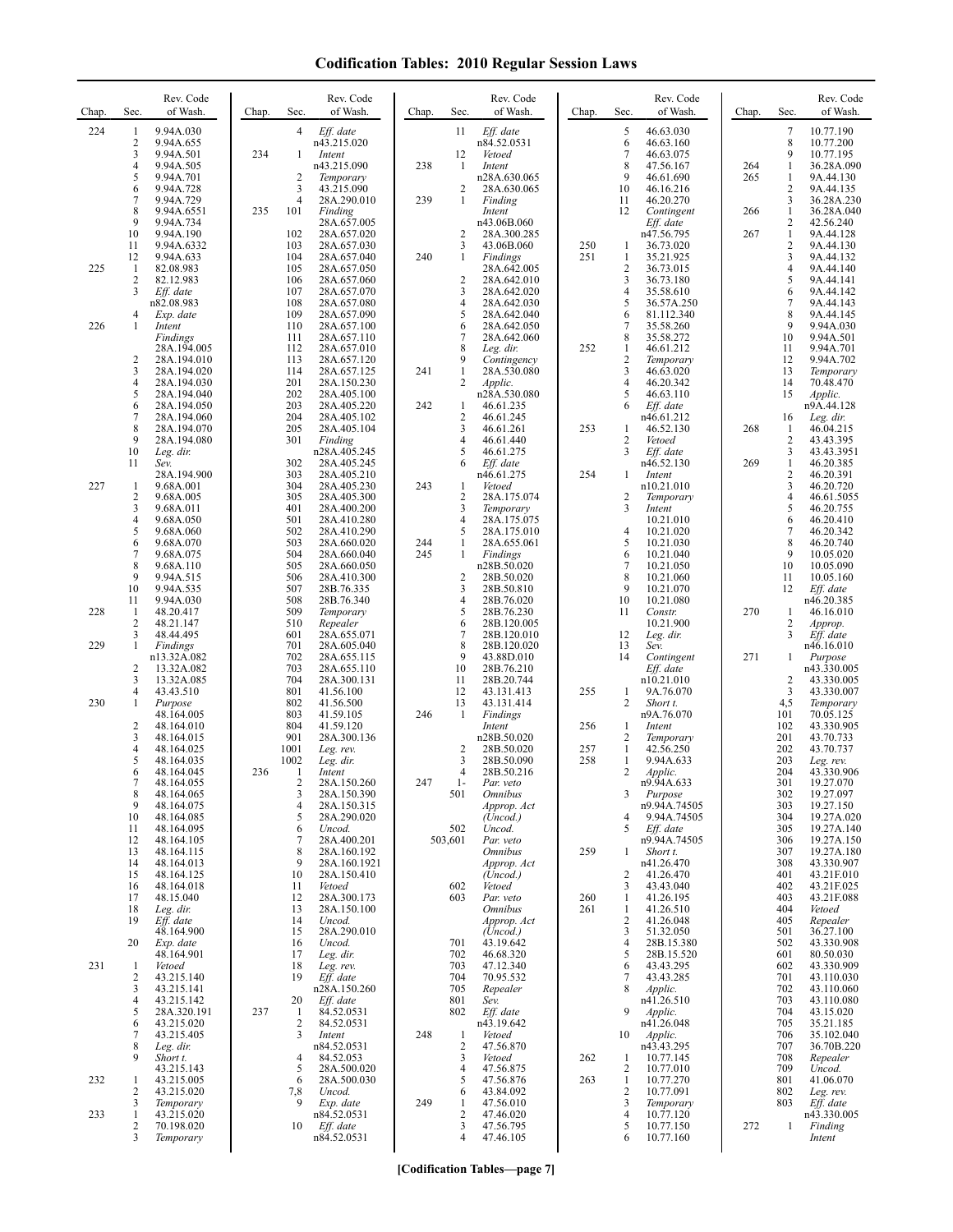# Codification Tables: 2010 Regular Session Laws

| Chap. | Sec. | Rev. Code of Wash. |
|---|---|---|
| 224 | 1 | 9.94A.030 |
| | 2 | 9.94A.655 |
| | 3 | 9.94A.501 |
| | 4 | 9.94A.505 |
| | 5 | 9.94A.701 |
| | 6 | 9.94A.728 |
| | 7 | 9.94A.729 |
| | 8 | 9.94A.6551 |
| | 9 | 9.94A.734 |
| | 10 | 9.94A.190 |
| | 11 | 9.94A.6332 |
| | 12 | 9.94A.633 |
| 225 | 1 | 82.08.983 |
| | 2 | 82.12.983 |
| | 3 | *Eff. date* n82.08.983 |
| | 4 | *Exp. date* |
| 226 | 1 | *Intent Findings* 28A.194.005 |
| | 2 | 28A.194.010 |
| | 3 | 28A.194.020 |
| | 4 | 28A.194.030 |
| | 5 | 28A.194.040 |
| | 6 | 28A.194.050 |
| | 7 | 28A.194.060 |
| | 8 | 28A.194.070 |
| | 9 | 28A.194.080 |
| | 10 | *Leg. dir.* |
| | 11 | *Sev.* 28A.194.900 |
| 227 | 1 | 9.68A.001 |
| | 2 | 9.68A.005 |
| | 3 | 9.68A.011 |
| | 4 | 9.68A.050 |
| | 5 | 9.68A.060 |
| | 6 | 9.68A.070 |
| | 7 | 9.68A.075 |
| | 8 | 9.68A.110 |
| | 9 | 9.94A.515 |
| | 10 | 9.94A.535 |
| | 11 | 9.94A.030 |
| 228 | 1 | 48.20.417 |
| | 2 | 48.21.147 |
| | 3 | 48.44.495 |
| 229 | 1 | *Findings* n13.32A.082 |
| | 2 | 13.32A.082 |
| | 3 | 13.32A.085 |
| | 4 | 43.43.510 |
| 230 | 1 | *Purpose* 48.164.005 |
| | 2 | 48.164.010 |
| | 3 | 48.164.015 |
| | 4 | 48.164.025 |
| | 5 | 48.164.035 |
| | 6 | 48.164.045 |
| | 7 | 48.164.055 |
| | 8 | 48.164.065 |
| | 9 | 48.164.075 |
| | 10 | 48.164.085 |
| | 11 | 48.164.095 |
| | 12 | 48.164.105 |
| | 13 | 48.164.115 |
| | 14 | 48.164.013 |
| | 15 | 48.164.125 |
| | 16 | 48.164.018 |
| | 17 | 48.15.040 |
| | 18 | *Leg. dir.* |
| | 19 | *Eff. date* 48.164.900 |
| | 20 | *Exp. date* 48.164.901 |
| 231 | 1 | *Vetoed* |
| | 2 | 43.215.140 |
| | 3 | 43.215.141 |
| | 4 | 43.215.142 |
| | 5 | 28A.320.191 |
| | 6 | 43.215.020 |
| | 7 | 43.215.405 |
| | 8 | *Leg. dir.* |
| | 9 | *Short t.* 43.215.143 |
| 232 | 1 | 43.215.005 |
| | 2 | 43.215.020 |
| | 3 | *Temporary* |
| 233 | 1 | 43.215.020 |
| | 2 | 70.198.020 |
| | 3 | *Temporary* |
| | 4 | *Eff. date* n43.215.020 |
| 234 | 1 | *Intent* n43.215.090 |
| | 2 | *Temporary* |
| | 3 | 43.215.090 |
| | 4 | 28A.290.010 |
| 235 | 101 | *Finding* 28A.657.005 |
| | 102 | 28A.657.020 |
| | 103 | 28A.657.030 |
| | 104 | 28A.657.040 |
| | 105 | 28A.657.050 |
| | 106 | 28A.657.060 |
| | 107 | 28A.657.070 |
| | 108 | 28A.657.080 |
| | 109 | 28A.657.090 |
| | 110 | 28A.657.100 |
| | 111 | 28A.657.110 |
| | 112 | 28A.657.010 |
| | 113 | 28A.657.120 |
| | 114 | 28A.657.125 |
| | 201 | 28A.150.230 |
| | 202 | 28A.405.100 |
| | 203 | 28A.405.220 |
| | 204 | 28A.405.102 |
| | 205 | 28A.405.104 |
| | 301 | *Finding* n28A.405.245 |
| | 302 | 28A.405.245 |
| | 303 | 28A.405.210 |
| | 304 | 28A.405.230 |
| | 305 | 28A.405.300 |
| | 401 | 28A.400.200 |
| | 501 | 28A.410.280 |
| | 502 | 28A.410.290 |
| | 503 | 28A.660.020 |
| | 504 | 28A.660.040 |
| | 505 | 28A.660.050 |
| | 506 | 28A.410.300 |
| | 507 | 28B.76.335 |
| | 508 | 28B.76.340 |
| | 509 | *Temporary* |
| | 510 | *Repealer* |
| | 601 | 28A.655.071 |
| | 701 | 28A.605.040 |
| | 702 | 28A.655.115 |
| | 703 | 28A.655.110 |
| | 704 | 28A.300.131 |
| | 801 | 41.56.100 |
| | 802 | 41.56.500 |
| | 803 | 41.59.105 |
| | 804 | 41.59.120 |
| | 901 | 28A.300.136 |
| | 1001 | *Leg. rev.* |
| | 1002 | *Leg. dir.* |
| 236 | 1 | *Intent* |
| | 2 | 28A.150.260 |
| | 3 | 28A.150.390 |
| | 4 | 28A.150.315 |
| | 5 | 28A.290.020 |
| | 6 | *Uncod.* |
| | 7 | 28A.400.201 |
| | 8 | 28A.160.192 |
| | 9 | 28A.160.1921 |
| | 10 | 28A.150.410 |
| | 11 | *Vetoed* |
| | 12 | 28A.300.173 |
| | 13 | 28A.150.100 |
| | 14 | *Uncod.* |
| | 15 | 28A.290.010 |
| | 16 | *Uncod.* |
| | 17 | *Leg. dir.* |
| | 18 | *Leg. rev.* |
| | 19 | *Eff. date* n28A.150.260 |
| | 20 | *Eff. date* |
| 237 | 1 | 84.52.0531 |
| | 2 | 84.52.0531 |
| | 3 | *Intent* n84.52.0531 |
| | 4 | 84.52.053 |
| | 5 | 28A.500.020 |
| | 6 | 28A.500.030 |
| | 7,8 | *Uncod.* |
| | 9 | *Exp. date* n84.52.0531 |
| | 10 | *Eff. date* n84.52.0531 |
| | 11 | *Eff. date* n84.52.0531 |
| | 12 | *Vetoed* |
| 238 | 1 | *Intent* n28A.630.065 |
| | 2 | 28A.630.065 |
| 239 | 1 | *Finding Intent* n43.06B.060 |
| | 2 | 28A.300.285 |
| | 3 | 43.06B.060 |
| 240 | 1 | *Findings* 28A.642.005 |
| | 2 | 28A.642.010 |
| | 3 | 28A.642.020 |
| | 4 | 28A.642.030 |
| | 5 | 28A.642.040 |
| | 6 | 28A.642.050 |
| | 7 | 28A.642.060 |
| | 8 | *Leg. dir.* |
| | 9 | *Contingency* |
| 241 | 1 | 28A.530.080 |
| | 2 | *Applic.* n28A.530.080 |
| 242 | 1 | 46.61.235 |
| | 2 | 46.61.245 |
| | 3 | 46.61.261 |
| | 4 | 46.61.440 |
| | 5 | 46.61.275 |
| | 6 | *Eff. date* n46.61.275 |
| 243 | 1 | *Vetoed* |
| | 2 | 28A.175.074 |
| | 3 | *Temporary* |
| | 4 | 28A.175.075 |
| | 5 | 28A.175.010 |
| 244 | 1 | 28A.655.061 |
| 245 | 1 | *Findings* n28B.50.020 |
| | 2 | 28B.50.020 |
| | 3 | 28B.50.810 |
| | 4 | 28B.76.020 |
| | 5 | 28B.76.230 |
| | 6 | 28B.120.005 |
| | 7 | 28B.120.010 |
| | 8 | 28B.120.020 |
| | 9 | 43.88D.010 |
| | 10 | 28B.76.210 |
| | 11 | 28B.20.744 |
| | 12 | 43.131.413 |
| | 13 | 43.131.414 |
| 246 | 1 | *Findings Intent* n28B.50.020 |
| | 2 | 28B.50.020 |
| | 3 | 28B.50.090 |
| | 4 | 28B.50.216 |
| 247 | 1-501 | *Par. veto Omnibus Approp. Act (Uncod.)* |
| | 502 | *Uncod.* |
| | 503,601 | *Par. veto Omnibus Approp. Act (Uncod.)* |
| | 602 | *Vetoed* |
| | 603 | *Par. veto Omnibus Approp. Act (Uncod.)* |
| | 701 | 43.19.642 |
| | 702 | 46.68.320 |
| | 703 | 47.12.340 |
| | 704 | 70.95.532 |
| | 705 | *Repealer* |
| | 801 | *Sev.* |
| | 802 | *Eff. date* n43.19.642 |
| 248 | 1 | *Vetoed* |
| | 2 | 47.56.870 |
| | 3 | *Vetoed* |
| | 4 | 47.56.875 |
| | 5 | 47.56.876 |
| | 6 | 43.84.092 |
| 249 | 1 | 47.56.010 |
| | 2 | 47.46.020 |
| | 3 | 47.56.795 |
| | 4 | 47.46.105 |
| | 5 | 46.63.030 |
| | 6 | 46.63.160 |
| | 7 | 46.63.075 |
| | 8 | 47.56.167 |
| | 9 | 46.61.690 |
| | 10 | 46.16.216 |
| | 11 | 46.20.270 |
| | 12 | *Contingent Eff. date* n47.56.795 |
| 250 | 1 | 36.73.020 |
| 251 | 1 | 35.21.925 |
| | 2 | 36.73.015 |
| | 3 | 36.73.180 |
| | 4 | 35.58.610 |
| | 5 | 36.57A.250 |
| | 6 | 81.112.340 |
| | 7 | 35.58.260 |
| | 8 | 35.58.272 |
| 252 | 1 | 46.61.212 |
| | 2 | *Temporary* |
| | 3 | 46.63.020 |
| | 4 | 46.20.342 |
| | 5 | 46.63.110 |
| | 6 | *Eff. date* n46.61.212 |
| 253 | 1 | 46.52.130 |
| | 2 | *Vetoed* |
| | 3 | *Eff. date* n46.52.130 |
| 254 | 1 | *Intent* n10.21.010 |
| | 2 | *Temporary* |
| | 3 | *Intent* 10.21.010 |
| | 4 | 10.21.020 |
| | 5 | 10.21.030 |
| | 6 | 10.21.040 |
| | 7 | 10.21.050 |
| | 8 | 10.21.060 |
| | 9 | 10.21.070 |
| | 10 | 10.21.080 |
| | 11 | *Constr.* 10.21.900 |
| | 12 | *Leg. dir.* |
| | 13 | *Sev.* |
| | 14 | *Contingent Eff. date* n10.21.010 |
| 255 | 1 | 9A.76.070 |
| | 2 | *Short t.* n9A.76.070 |
| 256 | 1 | *Intent* |
| | 2 | *Temporary* |
| 257 | 1 | 42.56.250 |
| 258 | 1 | 9.94A.633 |
| | 2 | *Applic.* n9.94A.633 |
| | 3 | *Purpose* n9.94A.74505 |
| | 4 | 9.94A.74505 |
| | 5 | *Eff. date* n9.94A.74505 |
| 259 | 1 | *Short t.* n41.26.470 |
| | 2 | 41.26.470 |
| | 3 | 43.43.040 |
| 260 | 1 | 41.26.195 |
| 261 | 1 | 41.26.510 |
| | 2 | 41.26.048 |
| | 3 | 51.32.050 |
| | 4 | 28B.15.380 |
| | 5 | 28B.15.520 |
| | 6 | 43.43.295 |
| | 7 | 43.43.285 |
| | 8 | *Applic.* n41.26.510 |
| | 9 | *Applic.* n41.26.048 |
| | 10 | *Applic.* n43.43.295 |
| 262 | 1 | 10.77.145 |
| | 2 | 10.77.010 |
| 263 | 1 | 10.77.270 |
| | 2 | 10.77.091 |
| | 3 | *Temporary* |
| | 4 | 10.77.120 |
| | 5 | 10.77.150 |
| | 6 | 10.77.160 |
| | 7 | 10.77.190 |
| | 8 | 10.77.200 |
| | 9 | 10.77.195 |
| 264 | 1 | 36.28A.090 |
| 265 | 1 | 9A.44.130 |
| | 2 | 9A.44.135 |
| | 3 | 36.28A.230 |
| 266 | 1 | 36.28A.040 |
| | 2 | 42.56.240 |
| 267 | 1 | 9A.44.128 |
| | 2 | 9A.44.130 |
| | 3 | 9A.44.132 |
| | 4 | 9A.44.140 |
| | 5 | 9A.44.141 |
| | 6 | 9A.44.142 |
| | 7 | 9A.44.143 |
| | 8 | 9A.44.145 |
| | 9 | 9.94A.030 |
| | 10 | 9.94A.501 |
| | 11 | 9.94A.701 |
| | 12 | 9.94A.702 |
| | 13 | *Temporary* |
| | 14 | 70.48.470 |
| | 15 | *Applic.* n9A.44.128 |
| | 16 | *Leg. dir.* |
| 268 | 1 | 46.04.215 |
| | 2 | 43.43.395 |
| | 3 | 43.43.3951 |
| 269 | 1 | 46.20.385 |
| | 2 | 46.20.391 |
| | 3 | 46.20.720 |
| | 4 | 46.61.5055 |
| | 5 | 46.20.755 |
| | 6 | 46.20.410 |
| | 7 | 46.20.342 |
| | 8 | 46.20.740 |
| | 9 | 10.05.020 |
| | 10 | 10.05.090 |
| | 11 | 10.05.160 |
| | 12 | *Eff. date* n46.20.385 |
| 270 | 1 | 46.16.010 |
| | 2 | *Approp.* |
| | 3 | *Eff. date* n46.16.010 |
| 271 | 1 | *Purpose* n43.330.005 |
| | 2 | 43.330.005 |
| | 3 | 43.330.007 |
| | 4,5 | *Temporary* |
| | 101 | 70.05.125 |
| | 102 | 43.330.905 |
| | 201 | 43.70.733 |
| | 202 | 43.70.737 |
| | 203 | *Leg. rev.* |
| | 204 | 43.330.906 |
| | 301 | 19.27.070 |
| | 302 | 19.27.097 |
| | 303 | 19.27.150 |
| | 304 | 19.27A.020 |
| | 305 | 19.27A.140 |
| | 306 | 19.27A.150 |
| | 307 | 19.27A.180 |
| | 308 | 43.330.907 |
| | 401 | 43.21F.010 |
| | 402 | 43.21F.025 |
| | 403 | 43.21F.088 |
| | 404 | *Vetoed* |
| | 405 | *Repealer* |
| | 501 | 36.27.100 |
| | 502 | 43.330.908 |
| | 601 | 80.50.030 |
| | 602 | 43.330.909 |
| | 701 | 43.110.030 |
| | 702 | 43.110.060 |
| | 703 | 43.110.080 |
| | 704 | 43.15.020 |
| | 705 | 35.21.185 |
| | 706 | 35.102.040 |
| | 707 | 36.70B.220 |
| | 708 | *Repealer* |
| | 709 | *Uncod.* |
| | 801 | 41.06.070 |
| | 802 | *Leg. rev.* |
| | 803 | *Eff. date* n43.330.005 |
| 272 | 1 | *Finding Intent* |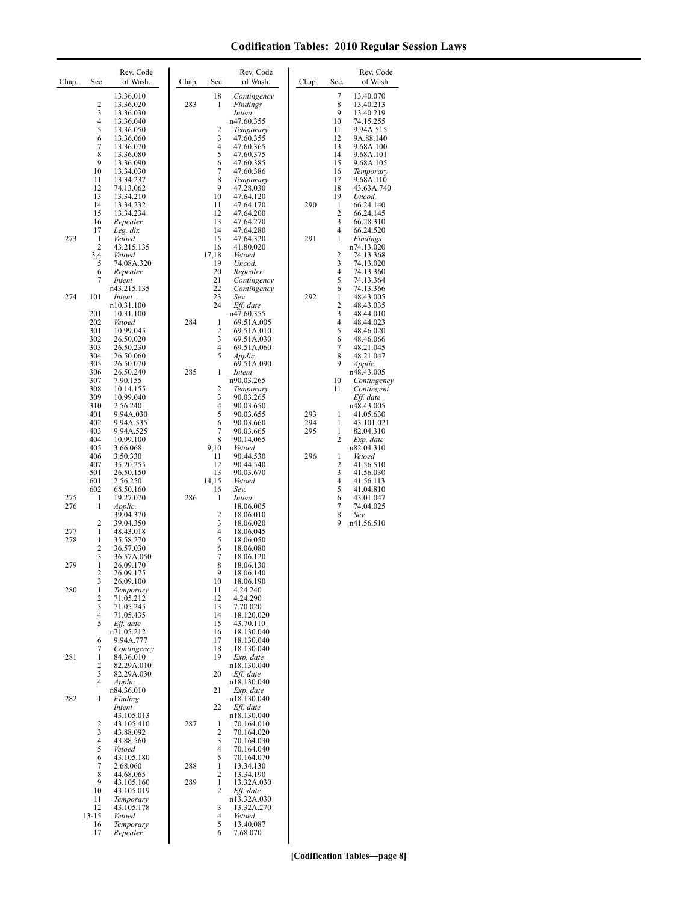# Codification Tables: 2010 Regular Session Laws

| Chap. | Sec. | Rev. Code of Wash. |
|---|---|---|
| | | 13.36.010 |
| | 2 | 13.36.020 |
| | 3 | 13.36.030 |
| | 4 | 13.36.040 |
| | 5 | 13.36.050 |
| | 6 | 13.36.060 |
| | 7 | 13.36.070 |
| | 8 | 13.36.080 |
| | 9 | 13.36.090 |
| | 10 | 13.34.030 |
| | 11 | 13.34.237 |
| | 12 | 74.13.062 |
| | 13 | 13.34.210 |
| | 14 | 13.34.232 |
| | 15 | 13.34.234 |
| | 16 | *Repealer* |
| | 17 | *Leg. dir.* |
| 273 | 1 | *Vetoed* |
| | 2 | 43.215.135 |
| | 3,4 | *Vetoed* |
| | 5 | 74.08A.320 |
| | 6 | *Repealer* |
| | 7 | *Intent* n43.215.135 |
| 274 | 101 | *Intent* n10.31.100 |
| | 201 | 10.31.100 |
| | 202 | *Vetoed* |
| | 301 | 10.99.045 |
| | 302 | 26.50.020 |
| | 303 | 26.50.230 |
| | 304 | 26.50.060 |
| | 305 | 26.50.070 |
| | 306 | 26.50.240 |
| | 307 | 7.90.155 |
| | 308 | 10.14.155 |
| | 309 | 10.99.040 |
| | 310 | 2.56.240 |
| | 401 | 9.94A.030 |
| | 402 | 9.94A.535 |
| | 403 | 9.94A.525 |
| | 404 | 10.99.100 |
| | 405 | 3.66.068 |
| | 406 | 3.50.330 |
| | 407 | 35.20.255 |
| | 501 | 26.50.150 |
| | 601 | 2.56.250 |
| | 602 | 68.50.160 |
| 275 | 1 | 19.27.070 |
| 276 | 1 | *Applic.* 39.04.370 |
| | 2 | 39.04.350 |
| 277 | 1 | 48.43.018 |
| 278 | 1 | 35.58.270 |
| | 2 | 36.57.030 |
| | 3 | 36.57A.050 |
| 279 | 1 | 26.09.170 |
| | 2 | 26.09.175 |
| | 3 | 26.09.100 |
| 280 | 1 | *Temporary* |
| | 2 | 71.05.212 |
| | 3 | 71.05.245 |
| | 4 | 71.05.435 |
| | 5 | *Eff. date* n71.05.212 |
| | 6 | 9.94A.777 |
| | 7 | *Contingency* |
| 281 | 1 | 84.36.010 |
| | 2 | 82.29A.010 |
| | 3 | 82.29A.030 |
| | 4 | *Applic.* n84.36.010 |
| 282 | 1 | *Finding* *Intent* 43.105.013 |
| | 2 | 43.105.410 |
| | 3 | 43.88.092 |
| | 4 | 43.88.560 |
| | 5 | *Vetoed* |
| | 6 | 43.105.180 |
| | 7 | 2.68.060 |
| | 8 | 44.68.065 |
| | 9 | 43.105.160 |
| | 10 | 43.105.019 |
| | 11 | *Temporary* |
| | 12 | 43.105.178 |
| | 13-15 | *Vetoed* |
| | 16 | *Temporary* |
| | 17 | *Repealer* |
| | 18 | *Contingency* |
| 283 | 1 | *Findings* *Intent* n47.60.355 |
| | 2 | *Temporary* |
| | 3 | 47.60.355 |
| | 4 | 47.60.365 |
| | 5 | 47.60.375 |
| | 6 | 47.60.385 |
| | 7 | 47.60.386 |
| | 8 | *Temporary* |
| | 9 | 47.28.030 |
| | 10 | 47.64.120 |
| | 11 | 47.64.170 |
| | 12 | 47.64.200 |
| | 13 | 47.64.270 |
| | 14 | 47.64.280 |
| | 15 | 47.64.320 |
| | 16 | 41.80.020 |
| | 17,18 | *Vetoed* |
| | 19 | *Uncod.* |
| | 20 | *Repealer* |
| | 21 | *Contingency* |
| | 22 | *Contingency* |
| | 23 | *Sev.* |
| | 24 | *Eff. date* n47.60.355 |
| 284 | 1 | 69.51A.005 |
| | 2 | 69.51A.010 |
| | 3 | 69.51A.030 |
| | 4 | 69.51A.060 |
| | 5 | *Applic.* 69.51A.090 |
| 285 | 1 | *Intent* n90.03.265 |
| | 2 | *Temporary* |
| | 3 | 90.03.265 |
| | 4 | 90.03.650 |
| | 5 | 90.03.655 |
| | 6 | 90.03.660 |
| | 7 | 90.03.665 |
| | 8 | 90.14.065 |
| | 9,10 | *Vetoed* |
| | 11 | 90.44.530 |
| | 12 | 90.44.540 |
| | 13 | 90.03.670 |
| | 14,15 | *Vetoed* |
| | 16 | *Sev.* |
| 286 | 1 | *Intent* 18.06.005 |
| | 2 | 18.06.010 |
| | 3 | 18.06.020 |
| | 4 | 18.06.045 |
| | 5 | 18.06.050 |
| | 6 | 18.06.080 |
| | 7 | 18.06.120 |
| | 8 | 18.06.130 |
| | 9 | 18.06.140 |
| | 10 | 18.06.190 |
| | 11 | 4.24.240 |
| | 12 | 4.24.290 |
| | 13 | 7.70.020 |
| | 14 | 18.120.020 |
| | 15 | 43.70.110 |
| | 16 | 18.130.040 |
| | 17 | 18.130.040 |
| | 18 | 18.130.040 |
| | 19 | *Exp. date* n18.130.040 |
| | 20 | *Eff. date* n18.130.040 |
| | 21 | *Exp. date* n18.130.040 |
| | 22 | *Eff. date* n18.130.040 |
| 287 | 1 | 70.164.010 |
| | 2 | 70.164.020 |
| | 3 | 70.164.030 |
| | 4 | 70.164.040 |
| | 5 | 70.164.070 |
| 288 | 1 | 13.34.130 |
| | 2 | 13.34.190 |
| 289 | 1 | 13.32A.030 |
| | 2 | *Eff. date* n13.32A.030 |
| | 3 | 13.32A.270 |
| | 4 | *Vetoed* |
| | 5 | 13.40.087 |
| | 6 | 7.68.070 |
| | 7 | 13.40.070 |
| | 8 | 13.40.213 |
| | 9 | 13.40.219 |
| | 10 | 74.15.255 |
| | 11 | 9.94A.515 |
| | 12 | 9A.88.140 |
| | 13 | 9.68A.100 |
| | 14 | 9.68A.101 |
| | 15 | 9.68A.105 |
| | 16 | *Temporary* |
| | 17 | 9.68A.110 |
| | 18 | 43.63A.740 |
| | 19 | *Uncod.* |
| 290 | 1 | 66.24.140 |
| | 2 | 66.24.145 |
| | 3 | 66.28.310 |
| | 4 | 66.24.520 |
| 291 | 1 | *Findings* n74.13.020 |
| | 2 | 74.13.368 |
| | 3 | 74.13.020 |
| | 4 | 74.13.360 |
| | 5 | 74.13.364 |
| | 6 | 74.13.366 |
| 292 | 1 | 48.43.005 |
| | 2 | 48.43.035 |
| | 3 | 48.44.010 |
| | 4 | 48.44.023 |
| | 5 | 48.46.020 |
| | 6 | 48.46.066 |
| | 7 | 48.21.045 |
| | 8 | 48.21.047 |
| | 9 | *Applic.* n48.43.005 |
| | 10 | *Contingency* |
| | 11 | *Contingent* *Eff. date* n48.43.005 |
| 293 | 1 | 41.05.630 |
| 294 | 1 | 43.101.021 |
| 295 | 1 | 82.04.310 |
| | 2 | *Exp. date* n82.04.310 |
| 296 | 1 | *Vetoed* |
| | 2 | 41.56.510 |
| | 3 | 41.56.030 |
| | 4 | 41.56.113 |
| | 5 | 41.04.810 |
| | 6 | 43.01.047 |
| | 7 | 74.04.025 |
| | 8 | *Sev.* |
| | 9 | n41.56.510 |